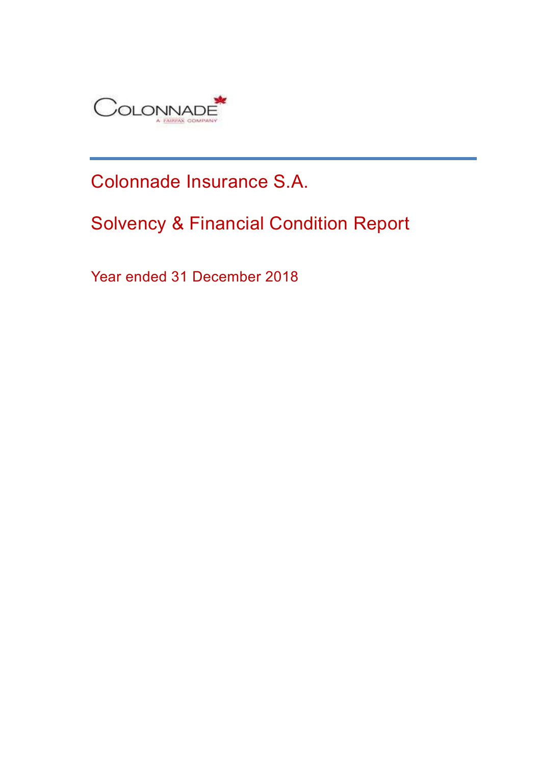COLONNADE
A FAIRFAX COMPANY

# Colonnade Insurance S.A.

# Solvency & Financial Condition Report

Year ended 31 December 2018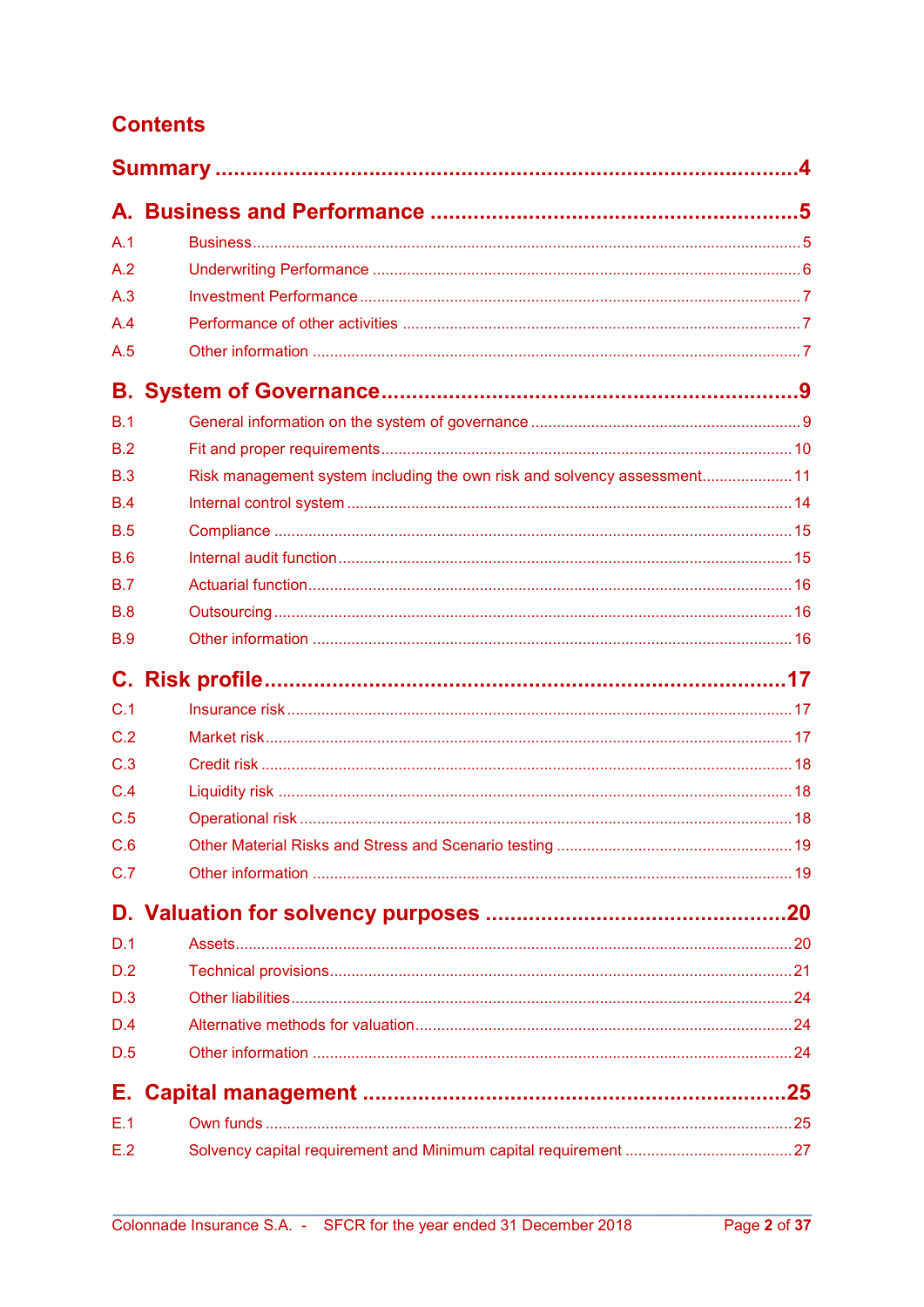# Contents

**Summary** ........................................................................................ **4**

**A. Business and Performance** .................................................. **5**

- A.1 Business .................................................................................... 5
- A.2 Underwriting Performance .......................................................... 6
- A.3 Investment Performance ............................................................. 7
- A.4 Performance of other activities .................................................... 7
- A.5 Other information ........................................................................ 7

**B. System of Governance** .......................................................... **9**

- B.1 General information on the system of governance ....................... 9
- B.2 Fit and proper requirements ........................................................ 10
- B.3 Risk management system including the own risk and solvency assessment ..................... 11
- B.4 Internal control system ............................................................... 14
- B.5 Compliance ................................................................................ 15
- B.6 Internal audit function ................................................................. 15
- B.7 Actuarial function ........................................................................ 16
- B.8 Outsourcing ................................................................................ 16
- B.9 Other information ........................................................................ 16

**C. Risk profile** ........................................................................... **17**

- C.1 Insurance risk ............................................................................. 17
- C.2 Market risk .................................................................................. 17
- C.3 Credit risk ................................................................................... 18
- C.4 Liquidity risk ............................................................................... 18
- C.5 Operational risk ........................................................................... 18
- C.6 Other Material Risks and Stress and Scenario testing ................. 19
- C.7 Other information ........................................................................ 19

**D. Valuation for solvency purposes** ......................................... **20**

- D.1 Assets ......................................................................................... 20
- D.2 Technical provisions .................................................................... 21
- D.3 Other liabilities ............................................................................ 24
- D.4 Alternative methods for valuation ................................................ 24
- D.5 Other information ........................................................................ 24

**E. Capital management** ............................................................. **25**

- E.1 Own funds ................................................................................... 25
- E.2 Solvency capital requirement and Minimum capital requirement ....................................... 27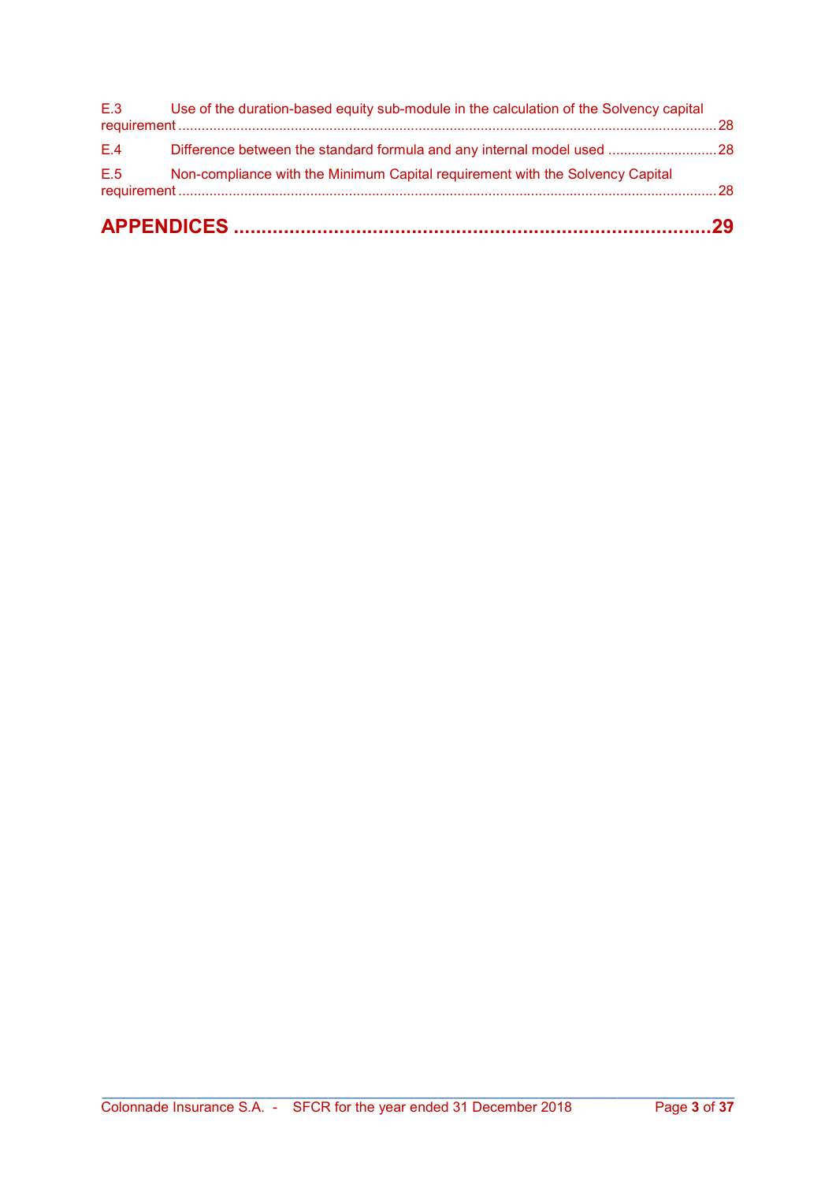E.3 Use of the duration-based equity sub-module in the calculation of the Solvency capital requirement ........ 28

E.4 Difference between the standard formula and any internal model used ........ 28

E.5 Non-compliance with the Minimum Capital requirement with the Solvency Capital requirement ........ 28

**APPENDICES ........ 29**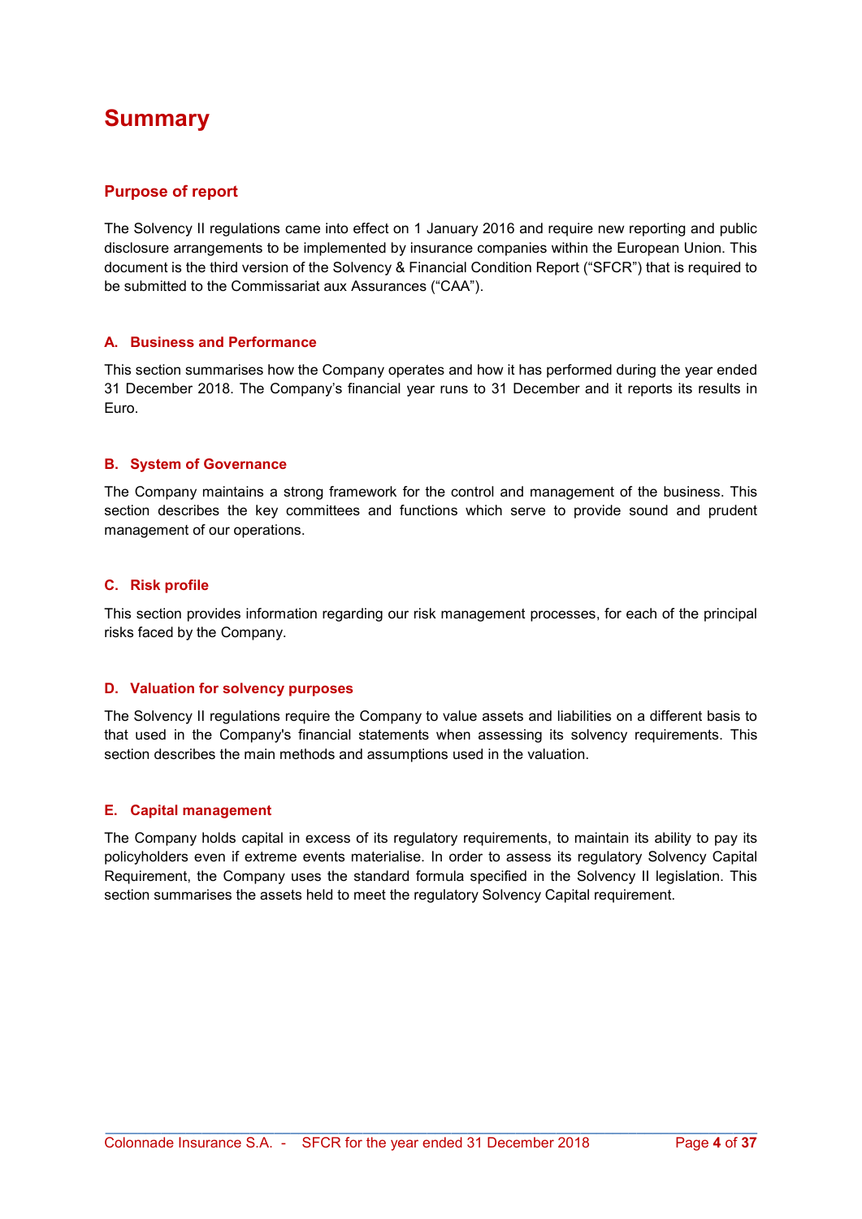# Summary

## Purpose of report

The Solvency II regulations came into effect on 1 January 2016 and require new reporting and public disclosure arrangements to be implemented by insurance companies within the European Union. This document is the third version of the Solvency & Financial Condition Report ("SFCR") that is required to be submitted to the Commissariat aux Assurances ("CAA").

### A. Business and Performance

This section summarises how the Company operates and how it has performed during the year ended 31 December 2018. The Company's financial year runs to 31 December and it reports its results in Euro.

### B. System of Governance

The Company maintains a strong framework for the control and management of the business. This section describes the key committees and functions which serve to provide sound and prudent management of our operations.

### C. Risk profile

This section provides information regarding our risk management processes, for each of the principal risks faced by the Company.

### D. Valuation for solvency purposes

The Solvency II regulations require the Company to value assets and liabilities on a different basis to that used in the Company's financial statements when assessing its solvency requirements. This section describes the main methods and assumptions used in the valuation.

### E. Capital management

The Company holds capital in excess of its regulatory requirements, to maintain its ability to pay its policyholders even if extreme events materialise. In order to assess its regulatory Solvency Capital Requirement, the Company uses the standard formula specified in the Solvency II legislation. This section summarises the assets held to meet the regulatory Solvency Capital requirement.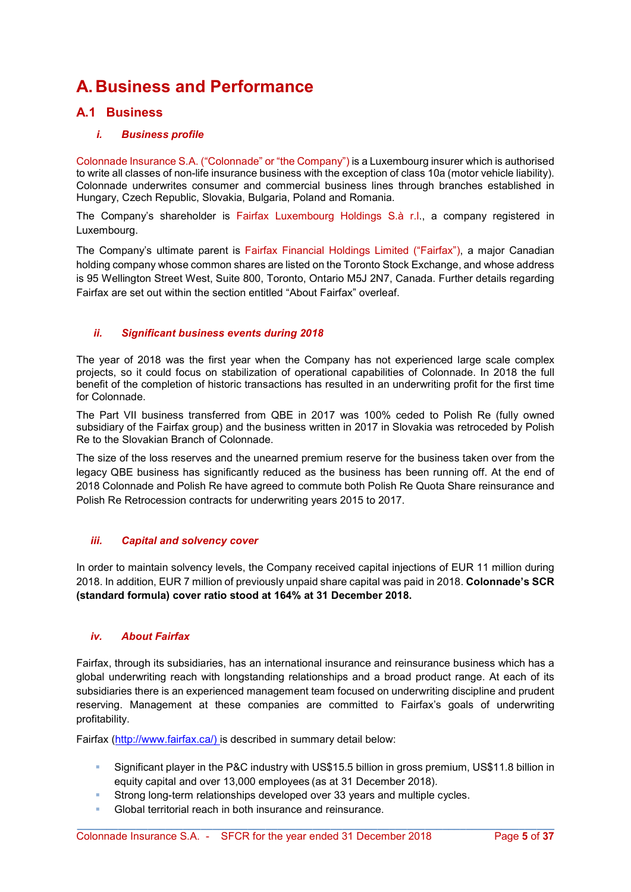# A. Business and Performance

## A.1 Business

### *i. Business profile*

Colonnade Insurance S.A. ("Colonnade" or "the Company") is a Luxembourg insurer which is authorised to write all classes of non-life insurance business with the exception of class 10a (motor vehicle liability). Colonnade underwrites consumer and commercial business lines through branches established in Hungary, Czech Republic, Slovakia, Bulgaria, Poland and Romania.

The Company's shareholder is Fairfax Luxembourg Holdings S.à r.l., a company registered in Luxembourg.

The Company's ultimate parent is Fairfax Financial Holdings Limited ("Fairfax"), a major Canadian holding company whose common shares are listed on the Toronto Stock Exchange, and whose address is 95 Wellington Street West, Suite 800, Toronto, Ontario M5J 2N7, Canada. Further details regarding Fairfax are set out within the section entitled "About Fairfax" overleaf.

### *ii. Significant business events during 2018*

The year of 2018 was the first year when the Company has not experienced large scale complex projects, so it could focus on stabilization of operational capabilities of Colonnade. In 2018 the full benefit of the completion of historic transactions has resulted in an underwriting profit for the first time for Colonnade.

The Part VII business transferred from QBE in 2017 was 100% ceded to Polish Re (fully owned subsidiary of the Fairfax group) and the business written in 2017 in Slovakia was retroceded by Polish Re to the Slovakian Branch of Colonnade.

The size of the loss reserves and the unearned premium reserve for the business taken over from the legacy QBE business has significantly reduced as the business has been running off. At the end of 2018 Colonnade and Polish Re have agreed to commute both Polish Re Quota Share reinsurance and Polish Re Retrocession contracts for underwriting years 2015 to 2017.

### *iii. Capital and solvency cover*

In order to maintain solvency levels, the Company received capital injections of EUR 11 million during 2018. In addition, EUR 7 million of previously unpaid share capital was paid in 2018. **Colonnade's SCR (standard formula) cover ratio stood at 164% at 31 December 2018.**

### *iv. About Fairfax*

Fairfax, through its subsidiaries, has an international insurance and reinsurance business which has a global underwriting reach with longstanding relationships and a broad product range. At each of its subsidiaries there is an experienced management team focused on underwriting discipline and prudent reserving. Management at these companies are committed to Fairfax's goals of underwriting profitability.

Fairfax (http://www.fairfax.ca/) is described in summary detail below:

- Significant player in the P&C industry with US$15.5 billion in gross premium, US$11.8 billion in equity capital and over 13,000 employees (as at 31 December 2018).
- Strong long-term relationships developed over 33 years and multiple cycles.
- Global territorial reach in both insurance and reinsurance.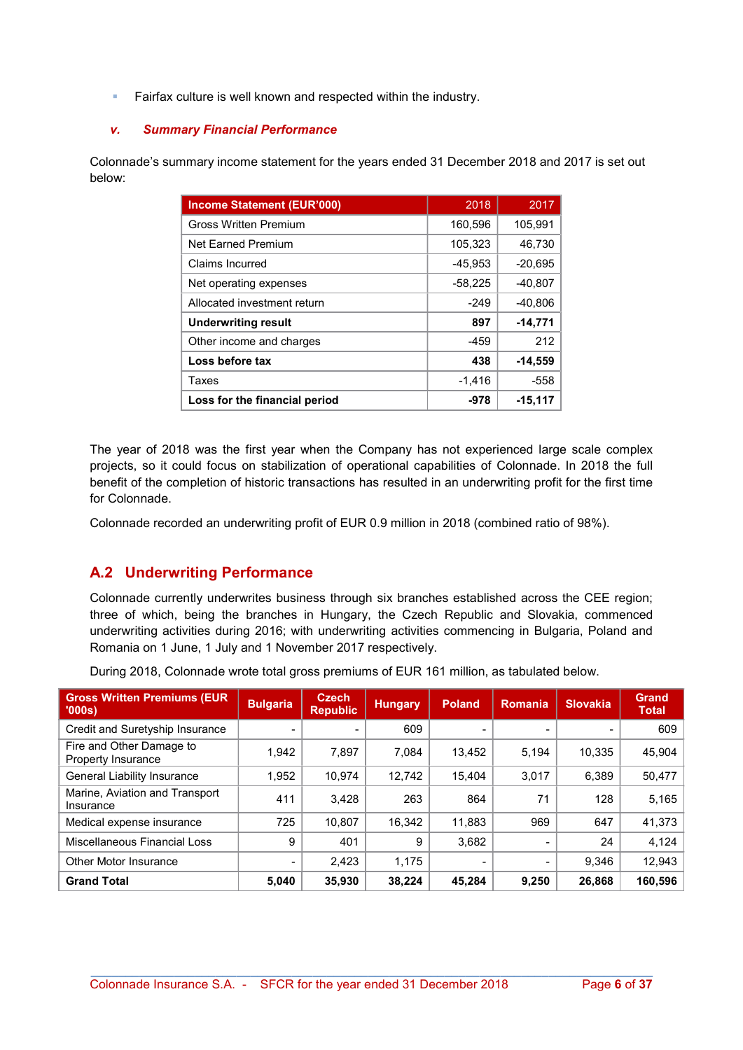- Fairfax culture is well known and respected within the industry.

### *v. Summary Financial Performance*

Colonnade's summary income statement for the years ended 31 December 2018 and 2017 is set out below:

| Income Statement (EUR'000) | 2018 | 2017 |
|---|---|---|
| Gross Written Premium | 160,596 | 105,991 |
| Net Earned Premium | 105,323 | 46,730 |
| Claims Incurred | -45,953 | -20,695 |
| Net operating expenses | -58,225 | -40,807 |
| Allocated investment return | -249 | -40,806 |
| **Underwriting result** | **897** | **-14,771** |
| Other income and charges | -459 | 212 |
| **Loss before tax** | **438** | **-14,559** |
| Taxes | -1,416 | -558 |
| **Loss for the financial period** | **-978** | **-15,117** |

The year of 2018 was the first year when the Company has not experienced large scale complex projects, so it could focus on stabilization of operational capabilities of Colonnade. In 2018 the full benefit of the completion of historic transactions has resulted in an underwriting profit for the first time for Colonnade.

Colonnade recorded an underwriting profit of EUR 0.9 million in 2018 (combined ratio of 98%).

## A.2 Underwriting Performance

Colonnade currently underwrites business through six branches established across the CEE region; three of which, being the branches in Hungary, the Czech Republic and Slovakia, commenced underwriting activities during 2016; with underwriting activities commencing in Bulgaria, Poland and Romania on 1 June, 1 July and 1 November 2017 respectively.

During 2018, Colonnade wrote total gross premiums of EUR 161 million, as tabulated below.

| Gross Written Premiums (EUR '000s) | Bulgaria | Czech Republic | Hungary | Poland | Romania | Slovakia | Grand Total |
|---|---|---|---|---|---|---|---|
| Credit and Suretyship Insurance | - | - | 609 | - | - | - | 609 |
| Fire and Other Damage to Property Insurance | 1,942 | 7,897 | 7,084 | 13,452 | 5,194 | 10,335 | 45,904 |
| General Liability Insurance | 1,952 | 10,974 | 12,742 | 15,404 | 3,017 | 6,389 | 50,477 |
| Marine, Aviation and Transport Insurance | 411 | 3,428 | 263 | 864 | 71 | 128 | 5,165 |
| Medical expense insurance | 725 | 10,807 | 16,342 | 11,883 | 969 | 647 | 41,373 |
| Miscellaneous Financial Loss | 9 | 401 | 9 | 3,682 | - | 24 | 4,124 |
| Other Motor Insurance | - | 2,423 | 1,175 | - | - | 9,346 | 12,943 |
| **Grand Total** | **5,040** | **35,930** | **38,224** | **45,284** | **9,250** | **26,868** | **160,596** |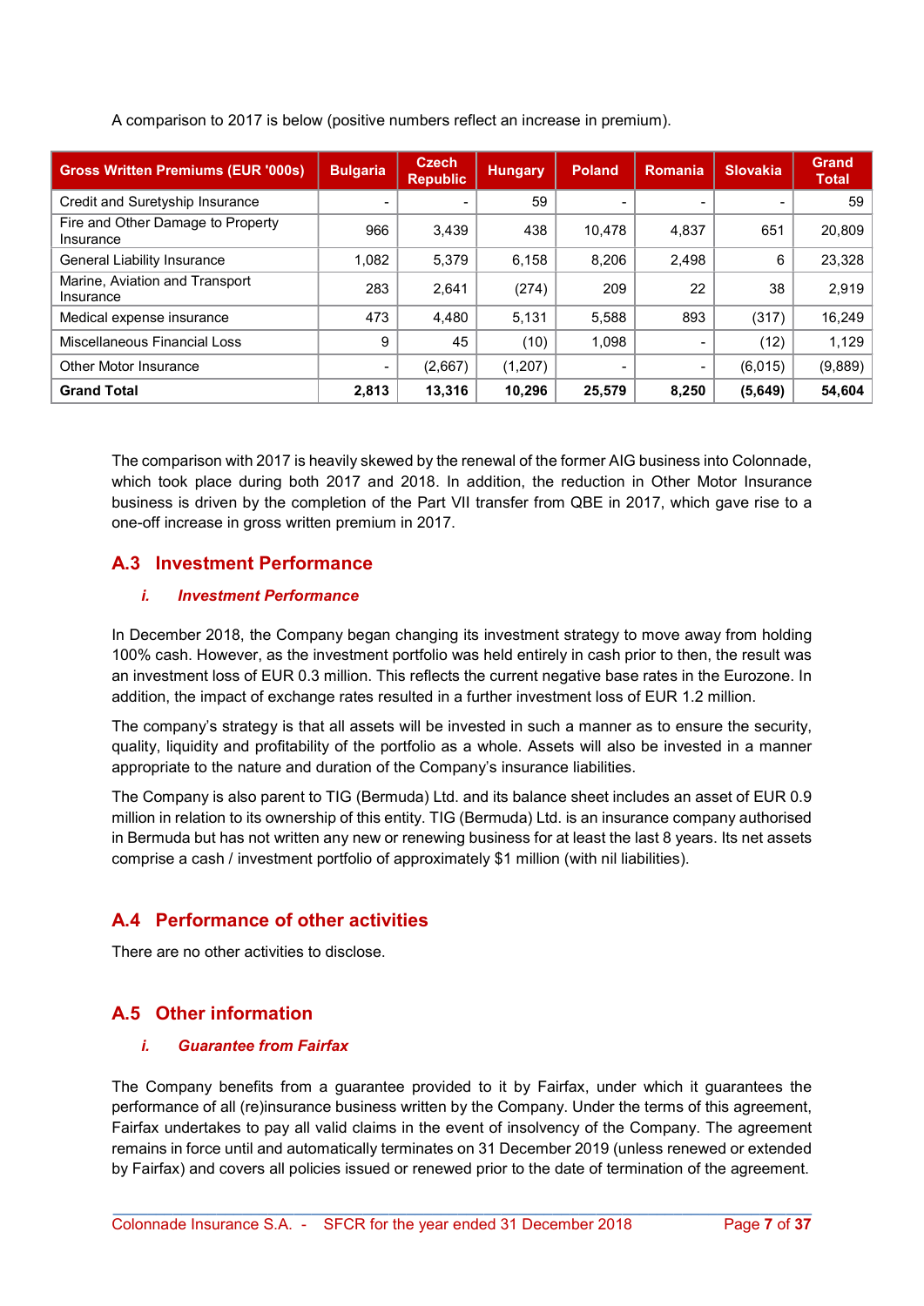A comparison to 2017 is below (positive numbers reflect an increase in premium).

| Gross Written Premiums (EUR '000s) | Bulgaria | Czech Republic | Hungary | Poland | Romania | Slovakia | Grand Total |
|---|---|---|---|---|---|---|---|
| Credit and Suretyship Insurance | - | - | 59 | - | - | - | 59 |
| Fire and Other Damage to Property Insurance | 966 | 3,439 | 438 | 10,478 | 4,837 | 651 | 20,809 |
| General Liability Insurance | 1,082 | 5,379 | 6,158 | 8,206 | 2,498 | 6 | 23,328 |
| Marine, Aviation and Transport Insurance | 283 | 2,641 | (274) | 209 | 22 | 38 | 2,919 |
| Medical expense insurance | 473 | 4,480 | 5,131 | 5,588 | 893 | (317) | 16,249 |
| Miscellaneous Financial Loss | 9 | 45 | (10) | 1,098 | - | (12) | 1,129 |
| Other Motor Insurance | - | (2,667) | (1,207) | - | - | (6,015) | (9,889) |
| **Grand Total** | **2,813** | **13,316** | **10,296** | **25,579** | **8,250** | **(5,649)** | **54,604** |

The comparison with 2017 is heavily skewed by the renewal of the former AIG business into Colonnade, which took place during both 2017 and 2018. In addition, the reduction in Other Motor Insurance business is driven by the completion of the Part VII transfer from QBE in 2017, which gave rise to a one-off increase in gross written premium in 2017.

## A.3 Investment Performance

### *i. Investment Performance*

In December 2018, the Company began changing its investment strategy to move away from holding 100% cash. However, as the investment portfolio was held entirely in cash prior to then, the result was an investment loss of EUR 0.3 million. This reflects the current negative base rates in the Eurozone. In addition, the impact of exchange rates resulted in a further investment loss of EUR 1.2 million.

The company's strategy is that all assets will be invested in such a manner as to ensure the security, quality, liquidity and profitability of the portfolio as a whole. Assets will also be invested in a manner appropriate to the nature and duration of the Company's insurance liabilities.

The Company is also parent to TIG (Bermuda) Ltd. and its balance sheet includes an asset of EUR 0.9 million in relation to its ownership of this entity. TIG (Bermuda) Ltd. is an insurance company authorised in Bermuda but has not written any new or renewing business for at least the last 8 years. Its net assets comprise a cash / investment portfolio of approximately $1 million (with nil liabilities).

## A.4 Performance of other activities

There are no other activities to disclose.

## A.5 Other information

### *i. Guarantee from Fairfax*

The Company benefits from a guarantee provided to it by Fairfax, under which it guarantees the performance of all (re)insurance business written by the Company. Under the terms of this agreement, Fairfax undertakes to pay all valid claims in the event of insolvency of the Company. The agreement remains in force until and automatically terminates on 31 December 2019 (unless renewed or extended by Fairfax) and covers all policies issued or renewed prior to the date of termination of the agreement.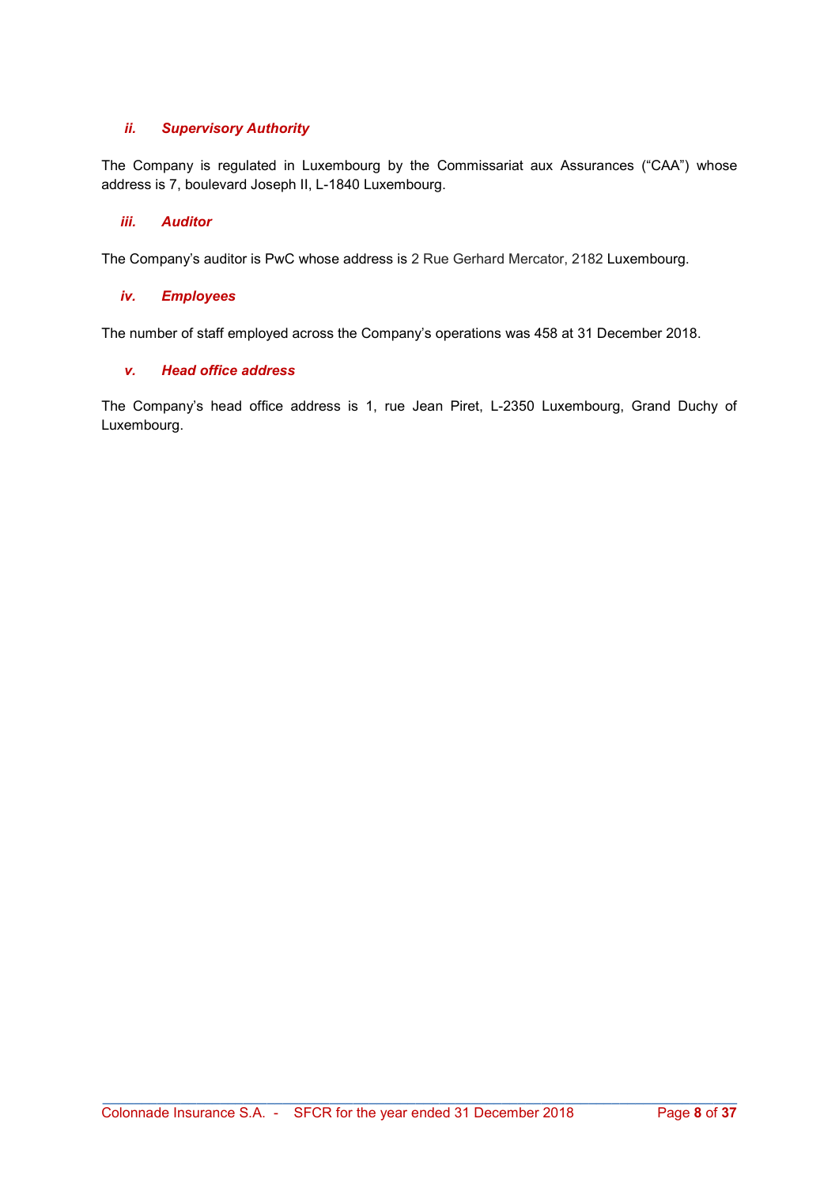### *ii. Supervisory Authority*

The Company is regulated in Luxembourg by the Commissariat aux Assurances ("CAA") whose address is 7, boulevard Joseph II, L-1840 Luxembourg.

### *iii. Auditor*

The Company's auditor is PwC whose address is 2 Rue Gerhard Mercator, 2182 Luxembourg.

### *iv. Employees*

The number of staff employed across the Company's operations was 458 at 31 December 2018.

### *v. Head office address*

The Company's head office address is 1, rue Jean Piret, L-2350 Luxembourg, Grand Duchy of Luxembourg.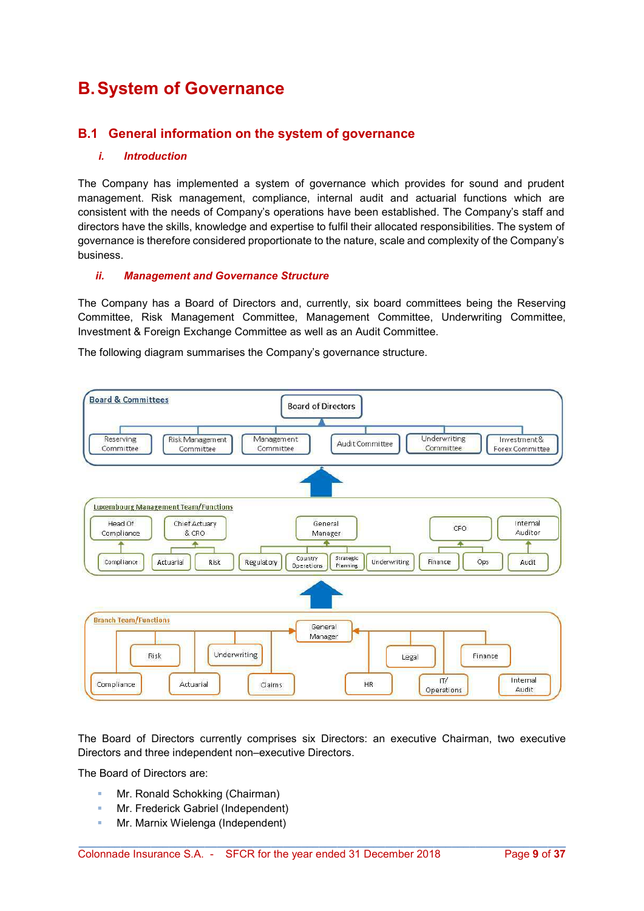# B. System of Governance

## B.1 General information on the system of governance

### *i. Introduction*

The Company has implemented a system of governance which provides for sound and prudent management. Risk management, compliance, internal audit and actuarial functions which are consistent with the needs of Company's operations have been established. The Company's staff and directors have the skills, knowledge and expertise to fulfil their allocated responsibilities. The system of governance is therefore considered proportionate to the nature, scale and complexity of the Company's business.

### *ii. Management and Governance Structure*

The Company has a Board of Directors and, currently, six board committees being the Reserving Committee, Risk Management Committee, Management Committee, Underwriting Committee, Investment & Foreign Exchange Committee as well as an Audit Committee.

The following diagram summarises the Company's governance structure.

**Board & Committees**

- Board of Directors
  - Reserving Committee
  - Risk Management Committee
  - Management Committee
  - Audit Committee
  - Underwriting Committee
  - Investment & Forex Committee

**Luxembourg Management Team/Functions**

- Head Of Compliance
  - Compliance
- Chief Actuary & CRO
  - Actuarial
  - Risk
- General Manager
  - Regulatory
  - Country Operations
  - Strategic Planning
  - Underwriting
- CFO
  - Finance
  - Ops
- Internal Auditor
  - Audit

**Branch Team/Functions**

- General Manager
  - Compliance
  - Risk
  - Actuarial
  - Underwriting
  - Claims
  - HR
  - Legal
  - IT/ Operations
  - Finance
  - Internal Audit

The Board of Directors currently comprises six Directors: an executive Chairman, two executive Directors and three independent non–executive Directors.

The Board of Directors are:

- Mr. Ronald Schokking (Chairman)
- Mr. Frederick Gabriel (Independent)
- Mr. Marnix Wielenga (Independent)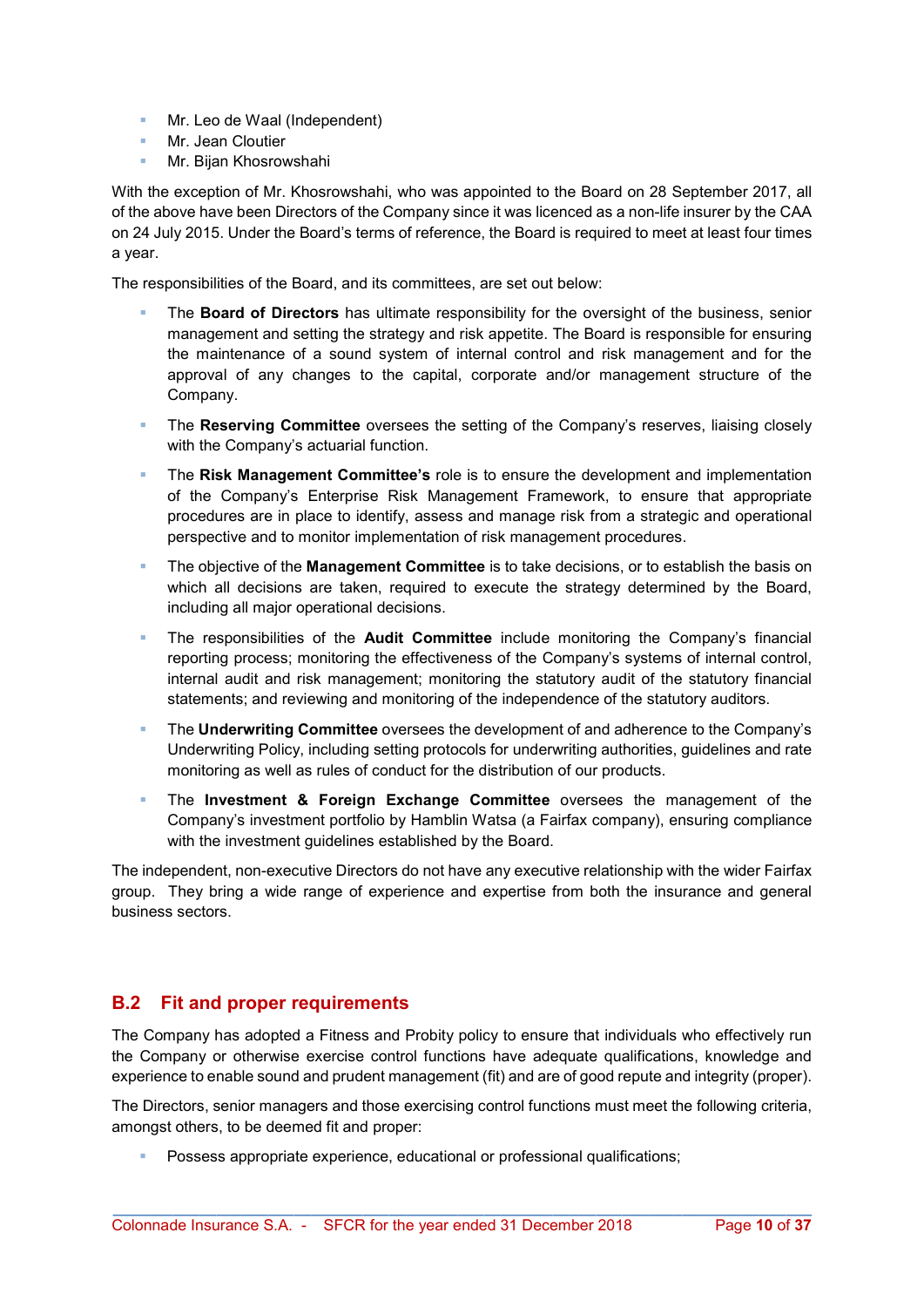- Mr. Leo de Waal (Independent)
- Mr. Jean Cloutier
- Mr. Bijan Khosrowshahi

With the exception of Mr. Khosrowshahi, who was appointed to the Board on 28 September 2017, all of the above have been Directors of the Company since it was licenced as a non-life insurer by the CAA on 24 July 2015. Under the Board's terms of reference, the Board is required to meet at least four times a year.

The responsibilities of the Board, and its committees, are set out below:

- The **Board of Directors** has ultimate responsibility for the oversight of the business, senior management and setting the strategy and risk appetite. The Board is responsible for ensuring the maintenance of a sound system of internal control and risk management and for the approval of any changes to the capital, corporate and/or management structure of the Company.
- The **Reserving Committee** oversees the setting of the Company's reserves, liaising closely with the Company's actuarial function.
- The **Risk Management Committee's** role is to ensure the development and implementation of the Company's Enterprise Risk Management Framework, to ensure that appropriate procedures are in place to identify, assess and manage risk from a strategic and operational perspective and to monitor implementation of risk management procedures.
- The objective of the **Management Committee** is to take decisions, or to establish the basis on which all decisions are taken, required to execute the strategy determined by the Board, including all major operational decisions.
- The responsibilities of the **Audit Committee** include monitoring the Company's financial reporting process; monitoring the effectiveness of the Company's systems of internal control, internal audit and risk management; monitoring the statutory audit of the statutory financial statements; and reviewing and monitoring of the independence of the statutory auditors.
- The **Underwriting Committee** oversees the development of and adherence to the Company's Underwriting Policy, including setting protocols for underwriting authorities, guidelines and rate monitoring as well as rules of conduct for the distribution of our products.
- The **Investment & Foreign Exchange Committee** oversees the management of the Company's investment portfolio by Hamblin Watsa (a Fairfax company), ensuring compliance with the investment guidelines established by the Board.

The independent, non-executive Directors do not have any executive relationship with the wider Fairfax group. They bring a wide range of experience and expertise from both the insurance and general business sectors.

## B.2 Fit and proper requirements

The Company has adopted a Fitness and Probity policy to ensure that individuals who effectively run the Company or otherwise exercise control functions have adequate qualifications, knowledge and experience to enable sound and prudent management (fit) and are of good repute and integrity (proper).

The Directors, senior managers and those exercising control functions must meet the following criteria, amongst others, to be deemed fit and proper:

- Possess appropriate experience, educational or professional qualifications;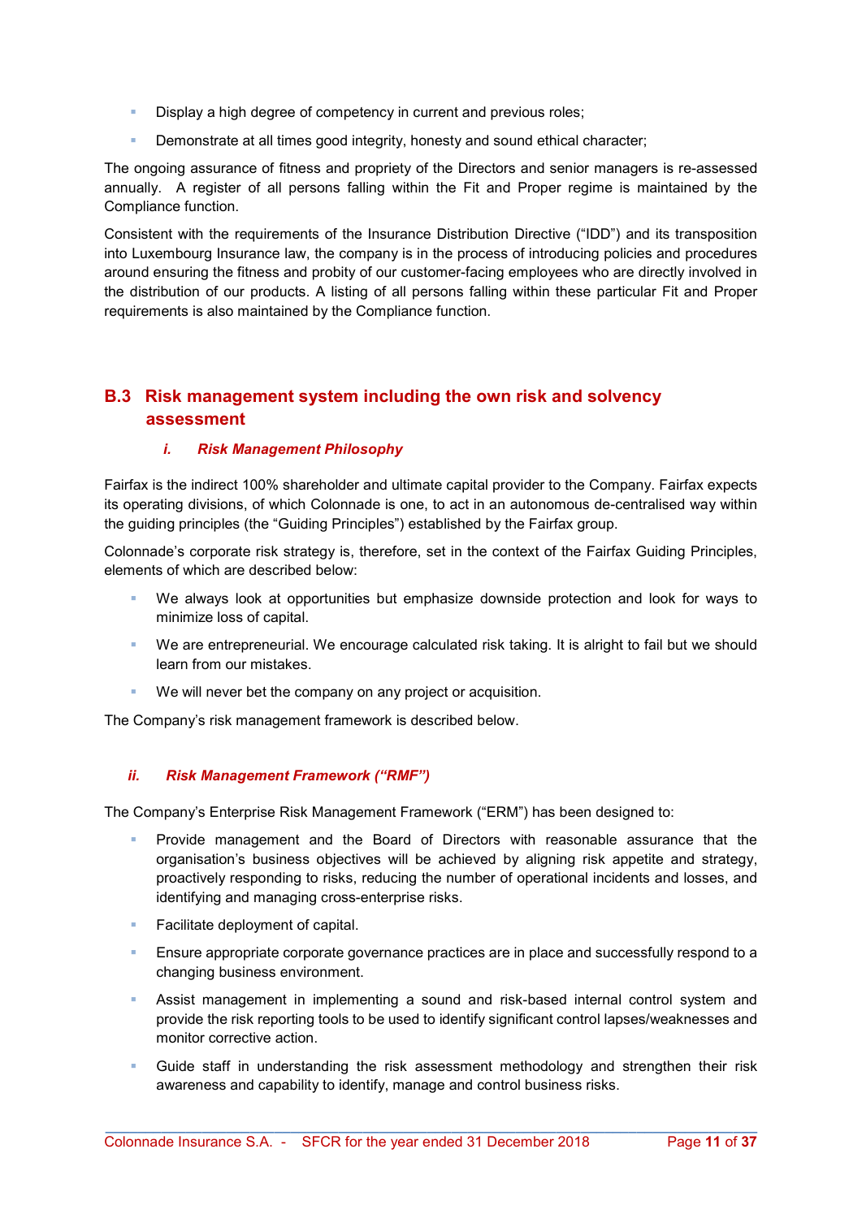- Display a high degree of competency in current and previous roles;
- Demonstrate at all times good integrity, honesty and sound ethical character;

The ongoing assurance of fitness and propriety of the Directors and senior managers is re-assessed annually. A register of all persons falling within the Fit and Proper regime is maintained by the Compliance function.

Consistent with the requirements of the Insurance Distribution Directive ("IDD") and its transposition into Luxembourg Insurance law, the company is in the process of introducing policies and procedures around ensuring the fitness and probity of our customer-facing employees who are directly involved in the distribution of our products. A listing of all persons falling within these particular Fit and Proper requirements is also maintained by the Compliance function.

## B.3 Risk management system including the own risk and solvency assessment

### *i. Risk Management Philosophy*

Fairfax is the indirect 100% shareholder and ultimate capital provider to the Company. Fairfax expects its operating divisions, of which Colonnade is one, to act in an autonomous de-centralised way within the guiding principles (the "Guiding Principles") established by the Fairfax group.

Colonnade's corporate risk strategy is, therefore, set in the context of the Fairfax Guiding Principles, elements of which are described below:

- We always look at opportunities but emphasize downside protection and look for ways to minimize loss of capital.
- We are entrepreneurial. We encourage calculated risk taking. It is alright to fail but we should learn from our mistakes.
- We will never bet the company on any project or acquisition.

The Company's risk management framework is described below.

### *ii. Risk Management Framework ("RMF")*

The Company's Enterprise Risk Management Framework ("ERM") has been designed to:

- Provide management and the Board of Directors with reasonable assurance that the organisation's business objectives will be achieved by aligning risk appetite and strategy, proactively responding to risks, reducing the number of operational incidents and losses, and identifying and managing cross-enterprise risks.
- Facilitate deployment of capital.
- Ensure appropriate corporate governance practices are in place and successfully respond to a changing business environment.
- Assist management in implementing a sound and risk-based internal control system and provide the risk reporting tools to be used to identify significant control lapses/weaknesses and monitor corrective action.
- Guide staff in understanding the risk assessment methodology and strengthen their risk awareness and capability to identify, manage and control business risks.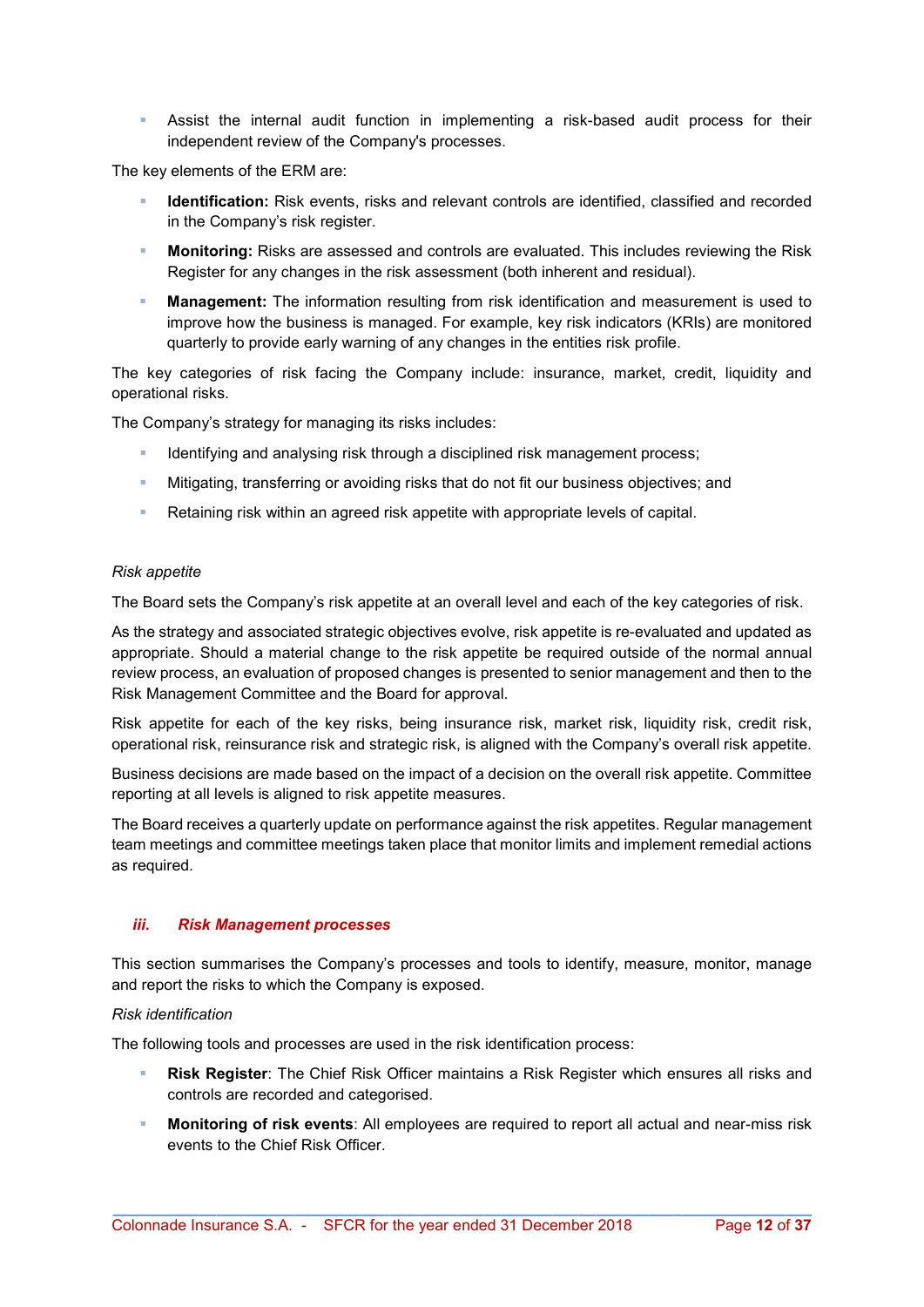- Assist the internal audit function in implementing a risk-based audit process for their independent review of the Company's processes.

The key elements of the ERM are:

- **Identification:** Risk events, risks and relevant controls are identified, classified and recorded in the Company's risk register.
- **Monitoring:** Risks are assessed and controls are evaluated. This includes reviewing the Risk Register for any changes in the risk assessment (both inherent and residual).
- **Management:** The information resulting from risk identification and measurement is used to improve how the business is managed. For example, key risk indicators (KRIs) are monitored quarterly to provide early warning of any changes in the entities risk profile.

The key categories of risk facing the Company include: insurance, market, credit, liquidity and operational risks.

The Company's strategy for managing its risks includes:

- Identifying and analysing risk through a disciplined risk management process;
- Mitigating, transferring or avoiding risks that do not fit our business objectives; and
- Retaining risk within an agreed risk appetite with appropriate levels of capital.

*Risk appetite*

The Board sets the Company's risk appetite at an overall level and each of the key categories of risk.

As the strategy and associated strategic objectives evolve, risk appetite is re-evaluated and updated as appropriate. Should a material change to the risk appetite be required outside of the normal annual review process, an evaluation of proposed changes is presented to senior management and then to the Risk Management Committee and the Board for approval.

Risk appetite for each of the key risks, being insurance risk, market risk, liquidity risk, credit risk, operational risk, reinsurance risk and strategic risk, is aligned with the Company's overall risk appetite.

Business decisions are made based on the impact of a decision on the overall risk appetite. Committee reporting at all levels is aligned to risk appetite measures.

The Board receives a quarterly update on performance against the risk appetites. Regular management team meetings and committee meetings taken place that monitor limits and implement remedial actions as required.

### *iii. Risk Management processes*

This section summarises the Company's processes and tools to identify, measure, monitor, manage and report the risks to which the Company is exposed.

*Risk identification*

The following tools and processes are used in the risk identification process:

- **Risk Register**: The Chief Risk Officer maintains a Risk Register which ensures all risks and controls are recorded and categorised.
- **Monitoring of risk events**: All employees are required to report all actual and near-miss risk events to the Chief Risk Officer.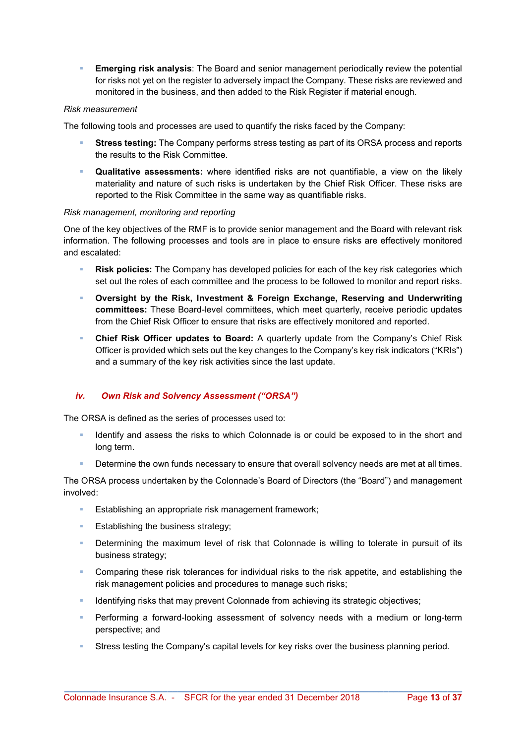- **Emerging risk analysis**: The Board and senior management periodically review the potential for risks not yet on the register to adversely impact the Company. These risks are reviewed and monitored in the business, and then added to the Risk Register if material enough.

*Risk measurement*

The following tools and processes are used to quantify the risks faced by the Company:

- **Stress testing:** The Company performs stress testing as part of its ORSA process and reports the results to the Risk Committee.
- **Qualitative assessments:** where identified risks are not quantifiable, a view on the likely materiality and nature of such risks is undertaken by the Chief Risk Officer. These risks are reported to the Risk Committee in the same way as quantifiable risks.

*Risk management, monitoring and reporting*

One of the key objectives of the RMF is to provide senior management and the Board with relevant risk information. The following processes and tools are in place to ensure risks are effectively monitored and escalated:

- **Risk policies:** The Company has developed policies for each of the key risk categories which set out the roles of each committee and the process to be followed to monitor and report risks.
- **Oversight by the Risk, Investment & Foreign Exchange, Reserving and Underwriting committees:** These Board-level committees, which meet quarterly, receive periodic updates from the Chief Risk Officer to ensure that risks are effectively monitored and reported.
- **Chief Risk Officer updates to Board:** A quarterly update from the Company's Chief Risk Officer is provided which sets out the key changes to the Company's key risk indicators ("KRIs") and a summary of the key risk activities since the last update.

### *iv. Own Risk and Solvency Assessment ("ORSA")*

The ORSA is defined as the series of processes used to:

- Identify and assess the risks to which Colonnade is or could be exposed to in the short and long term.
- Determine the own funds necessary to ensure that overall solvency needs are met at all times.

The ORSA process undertaken by the Colonnade's Board of Directors (the "Board") and management involved:

- Establishing an appropriate risk management framework;
- Establishing the business strategy;
- Determining the maximum level of risk that Colonnade is willing to tolerate in pursuit of its business strategy;
- Comparing these risk tolerances for individual risks to the risk appetite, and establishing the risk management policies and procedures to manage such risks;
- Identifying risks that may prevent Colonnade from achieving its strategic objectives;
- Performing a forward-looking assessment of solvency needs with a medium or long-term perspective; and
- Stress testing the Company's capital levels for key risks over the business planning period.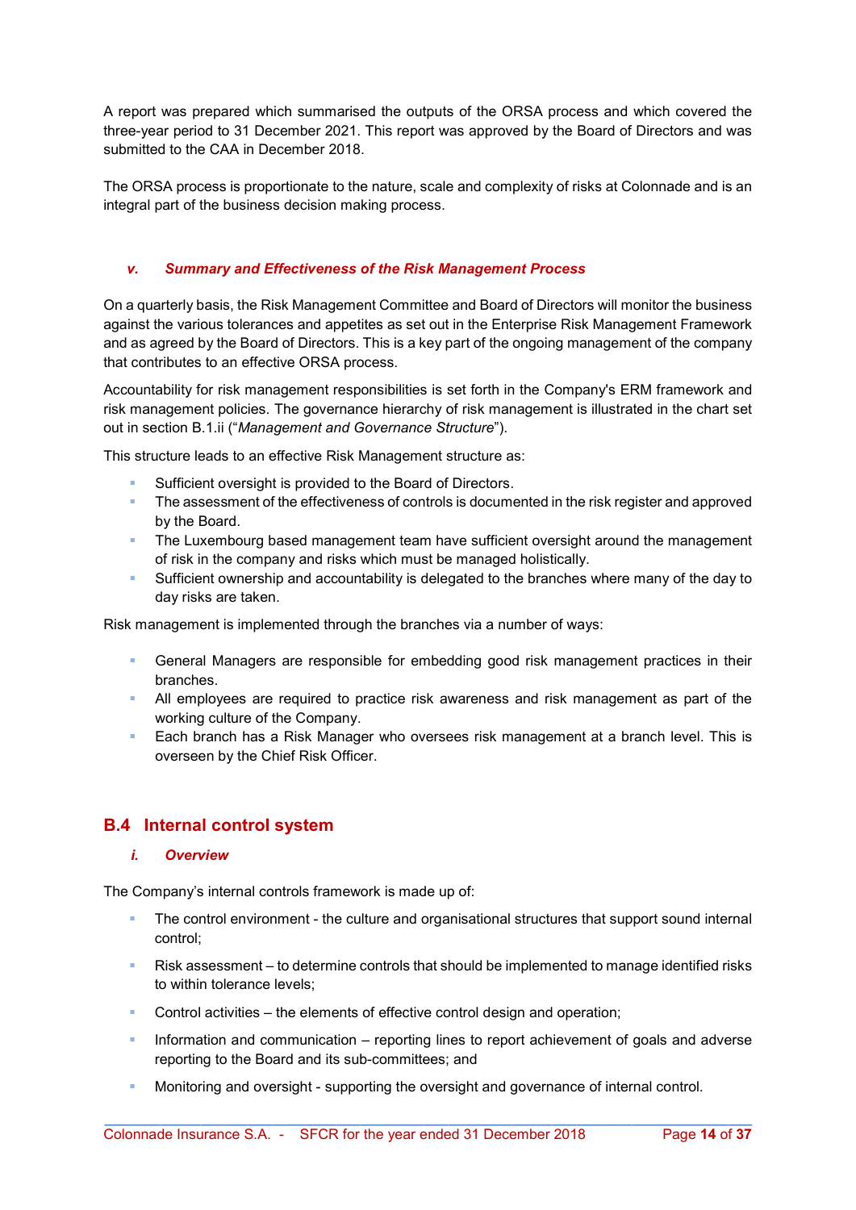A report was prepared which summarised the outputs of the ORSA process and which covered the three-year period to 31 December 2021. This report was approved by the Board of Directors and was submitted to the CAA in December 2018.

The ORSA process is proportionate to the nature, scale and complexity of risks at Colonnade and is an integral part of the business decision making process.

#### *v. Summary and Effectiveness of the Risk Management Process*

On a quarterly basis, the Risk Management Committee and Board of Directors will monitor the business against the various tolerances and appetites as set out in the Enterprise Risk Management Framework and as agreed by the Board of Directors. This is a key part of the ongoing management of the company that contributes to an effective ORSA process.

Accountability for risk management responsibilities is set forth in the Company's ERM framework and risk management policies. The governance hierarchy of risk management is illustrated in the chart set out in section B.1.ii ("*Management and Governance Structure*").

This structure leads to an effective Risk Management structure as:

- Sufficient oversight is provided to the Board of Directors.
- The assessment of the effectiveness of controls is documented in the risk register and approved by the Board.
- The Luxembourg based management team have sufficient oversight around the management of risk in the company and risks which must be managed holistically.
- Sufficient ownership and accountability is delegated to the branches where many of the day to day risks are taken.

Risk management is implemented through the branches via a number of ways:

- General Managers are responsible for embedding good risk management practices in their branches.
- All employees are required to practice risk awareness and risk management as part of the working culture of the Company.
- Each branch has a Risk Manager who oversees risk management at a branch level. This is overseen by the Chief Risk Officer.

## B.4 Internal control system

#### *i. Overview*

The Company's internal controls framework is made up of:

- The control environment - the culture and organisational structures that support sound internal control;
- Risk assessment – to determine controls that should be implemented to manage identified risks to within tolerance levels;
- Control activities – the elements of effective control design and operation;
- Information and communication – reporting lines to report achievement of goals and adverse reporting to the Board and its sub-committees; and
- Monitoring and oversight - supporting the oversight and governance of internal control.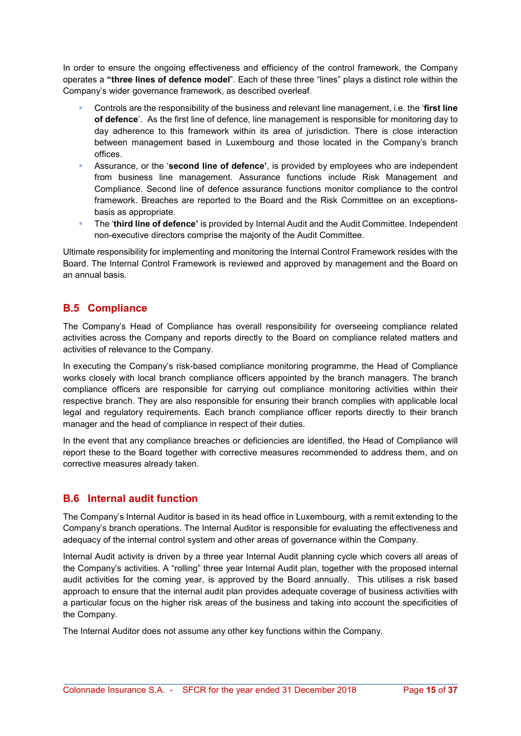In order to ensure the ongoing effectiveness and efficiency of the control framework, the Company operates a **"three lines of defence model**". Each of these three "lines" plays a distinct role within the Company's wider governance framework, as described overleaf.

- Controls are the responsibility of the business and relevant line management, i.e. the '**first line of defence**'. As the first line of defence, line management is responsible for monitoring day to day adherence to this framework within its area of jurisdiction. There is close interaction between management based in Luxembourg and those located in the Company's branch offices.
- Assurance, or the '**second line of defence'**, is provided by employees who are independent from business line management. Assurance functions include Risk Management and Compliance. Second line of defence assurance functions monitor compliance to the control framework. Breaches are reported to the Board and the Risk Committee on an exceptions-basis as appropriate.
- The '**third line of defence'** is provided by Internal Audit and the Audit Committee. Independent non-executive directors comprise the majority of the Audit Committee.

Ultimate responsibility for implementing and monitoring the Internal Control Framework resides with the Board. The Internal Control Framework is reviewed and approved by management and the Board on an annual basis.

## B.5 Compliance

The Company's Head of Compliance has overall responsibility for overseeing compliance related activities across the Company and reports directly to the Board on compliance related matters and activities of relevance to the Company.

In executing the Company's risk-based compliance monitoring programme, the Head of Compliance works closely with local branch compliance officers appointed by the branch managers. The branch compliance officers are responsible for carrying out compliance monitoring activities within their respective branch. They are also responsible for ensuring their branch complies with applicable local legal and regulatory requirements. Each branch compliance officer reports directly to their branch manager and the head of compliance in respect of their duties.

In the event that any compliance breaches or deficiencies are identified, the Head of Compliance will report these to the Board together with corrective measures recommended to address them, and on corrective measures already taken.

## B.6 Internal audit function

The Company's Internal Auditor is based in its head office in Luxembourg, with a remit extending to the Company's branch operations. The Internal Auditor is responsible for evaluating the effectiveness and adequacy of the internal control system and other areas of governance within the Company.

Internal Audit activity is driven by a three year Internal Audit planning cycle which covers all areas of the Company's activities. A "rolling" three year Internal Audit plan, together with the proposed internal audit activities for the coming year, is approved by the Board annually. This utilises a risk based approach to ensure that the internal audit plan provides adequate coverage of business activities with a particular focus on the higher risk areas of the business and taking into account the specificities of the Company.

The Internal Auditor does not assume any other key functions within the Company.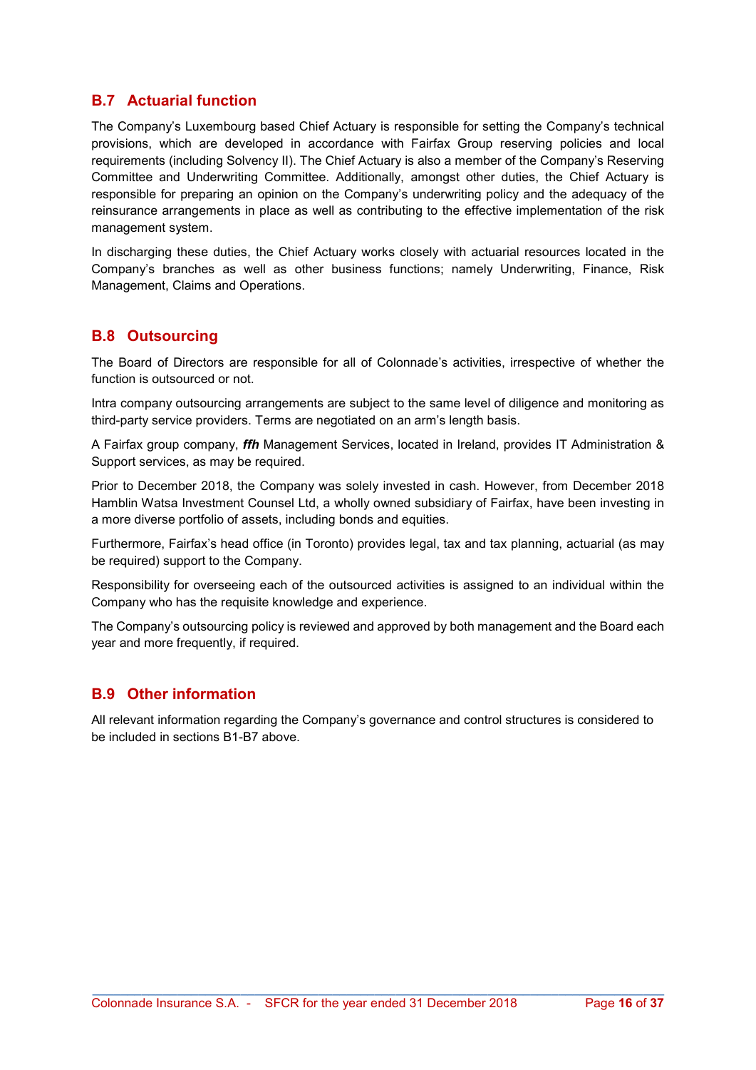## B.7 Actuarial function

The Company's Luxembourg based Chief Actuary is responsible for setting the Company's technical provisions, which are developed in accordance with Fairfax Group reserving policies and local requirements (including Solvency II). The Chief Actuary is also a member of the Company's Reserving Committee and Underwriting Committee. Additionally, amongst other duties, the Chief Actuary is responsible for preparing an opinion on the Company's underwriting policy and the adequacy of the reinsurance arrangements in place as well as contributing to the effective implementation of the risk management system.

In discharging these duties, the Chief Actuary works closely with actuarial resources located in the Company's branches as well as other business functions; namely Underwriting, Finance, Risk Management, Claims and Operations.

## B.8 Outsourcing

The Board of Directors are responsible for all of Colonnade's activities, irrespective of whether the function is outsourced or not.

Intra company outsourcing arrangements are subject to the same level of diligence and monitoring as third-party service providers. Terms are negotiated on an arm's length basis.

A Fairfax group company, ***ffh*** Management Services, located in Ireland, provides IT Administration & Support services, as may be required.

Prior to December 2018, the Company was solely invested in cash. However, from December 2018 Hamblin Watsa Investment Counsel Ltd, a wholly owned subsidiary of Fairfax, have been investing in a more diverse portfolio of assets, including bonds and equities.

Furthermore, Fairfax's head office (in Toronto) provides legal, tax and tax planning, actuarial (as may be required) support to the Company.

Responsibility for overseeing each of the outsourced activities is assigned to an individual within the Company who has the requisite knowledge and experience.

The Company's outsourcing policy is reviewed and approved by both management and the Board each year and more frequently, if required.

## B.9 Other information

All relevant information regarding the Company's governance and control structures is considered to be included in sections B1-B7 above.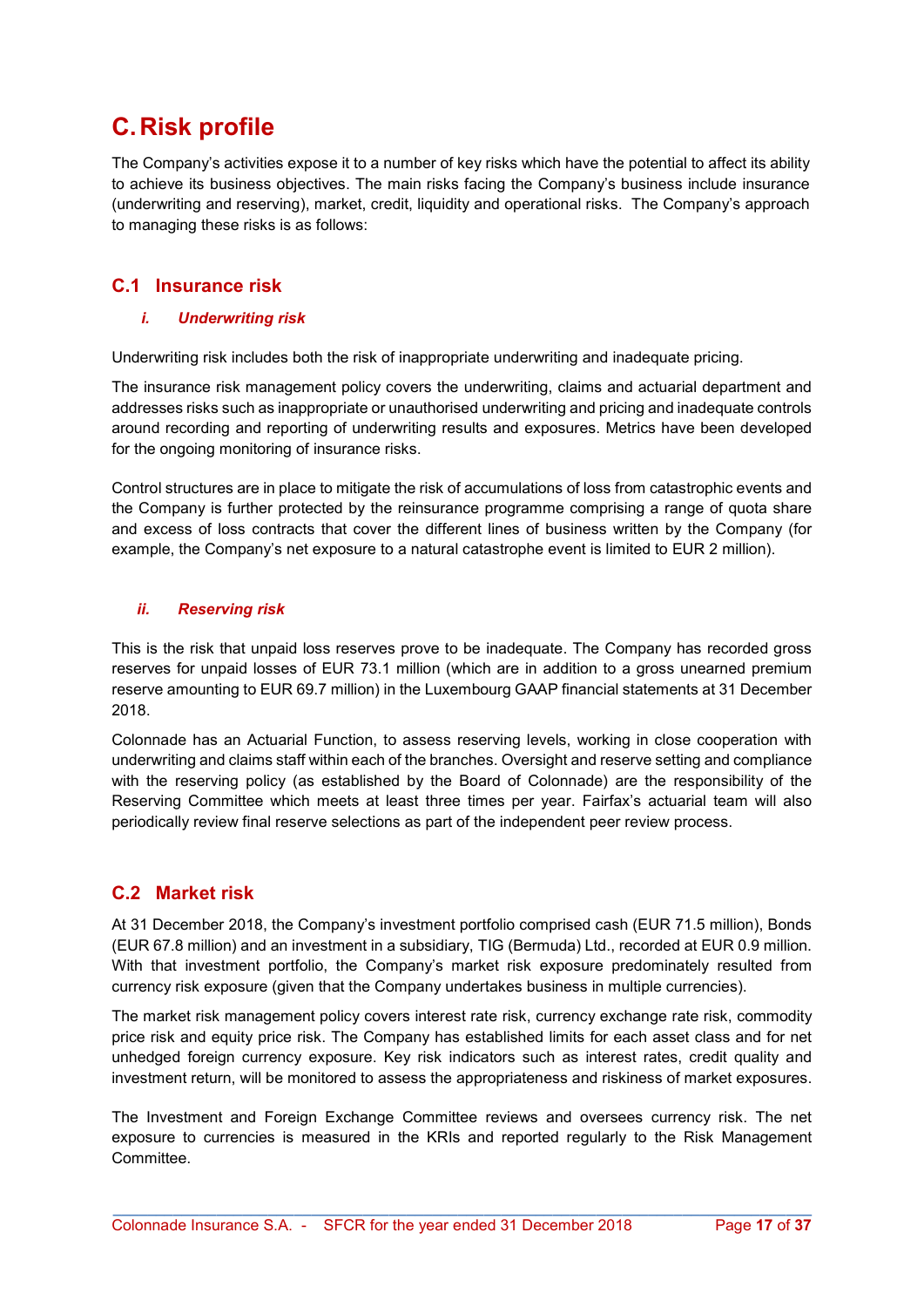# C. Risk profile

The Company's activities expose it to a number of key risks which have the potential to affect its ability to achieve its business objectives. The main risks facing the Company's business include insurance (underwriting and reserving), market, credit, liquidity and operational risks. The Company's approach to managing these risks is as follows:

## C.1 Insurance risk

### *i. Underwriting risk*

Underwriting risk includes both the risk of inappropriate underwriting and inadequate pricing.

The insurance risk management policy covers the underwriting, claims and actuarial department and addresses risks such as inappropriate or unauthorised underwriting and pricing and inadequate controls around recording and reporting of underwriting results and exposures. Metrics have been developed for the ongoing monitoring of insurance risks.

Control structures are in place to mitigate the risk of accumulations of loss from catastrophic events and the Company is further protected by the reinsurance programme comprising a range of quota share and excess of loss contracts that cover the different lines of business written by the Company (for example, the Company's net exposure to a natural catastrophe event is limited to EUR 2 million).

### *ii. Reserving risk*

This is the risk that unpaid loss reserves prove to be inadequate. The Company has recorded gross reserves for unpaid losses of EUR 73.1 million (which are in addition to a gross unearned premium reserve amounting to EUR 69.7 million) in the Luxembourg GAAP financial statements at 31 December 2018.

Colonnade has an Actuarial Function, to assess reserving levels, working in close cooperation with underwriting and claims staff within each of the branches. Oversight and reserve setting and compliance with the reserving policy (as established by the Board of Colonnade) are the responsibility of the Reserving Committee which meets at least three times per year. Fairfax's actuarial team will also periodically review final reserve selections as part of the independent peer review process.

## C.2 Market risk

At 31 December 2018, the Company's investment portfolio comprised cash (EUR 71.5 million), Bonds (EUR 67.8 million) and an investment in a subsidiary, TIG (Bermuda) Ltd., recorded at EUR 0.9 million. With that investment portfolio, the Company's market risk exposure predominately resulted from currency risk exposure (given that the Company undertakes business in multiple currencies).

The market risk management policy covers interest rate risk, currency exchange rate risk, commodity price risk and equity price risk. The Company has established limits for each asset class and for net unhedged foreign currency exposure. Key risk indicators such as interest rates, credit quality and investment return, will be monitored to assess the appropriateness and riskiness of market exposures.

The Investment and Foreign Exchange Committee reviews and oversees currency risk. The net exposure to currencies is measured in the KRIs and reported regularly to the Risk Management Committee.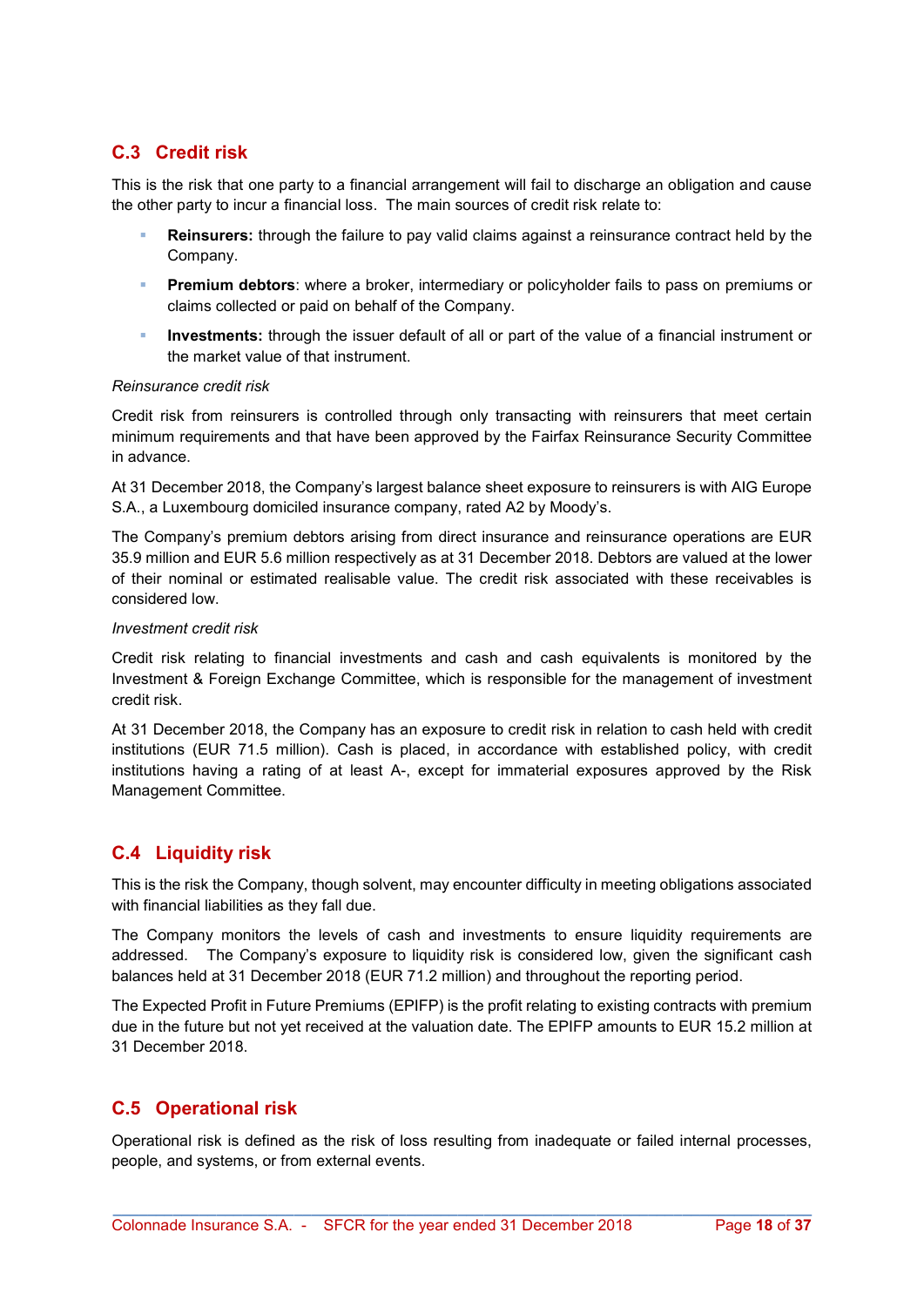## C.3 Credit risk

This is the risk that one party to a financial arrangement will fail to discharge an obligation and cause the other party to incur a financial loss. The main sources of credit risk relate to:

- **Reinsurers:** through the failure to pay valid claims against a reinsurance contract held by the Company.
- **Premium debtors**: where a broker, intermediary or policyholder fails to pass on premiums or claims collected or paid on behalf of the Company.
- **Investments:** through the issuer default of all or part of the value of a financial instrument or the market value of that instrument.

*Reinsurance credit risk*

Credit risk from reinsurers is controlled through only transacting with reinsurers that meet certain minimum requirements and that have been approved by the Fairfax Reinsurance Security Committee in advance.

At 31 December 2018, the Company's largest balance sheet exposure to reinsurers is with AIG Europe S.A., a Luxembourg domiciled insurance company, rated A2 by Moody's.

The Company's premium debtors arising from direct insurance and reinsurance operations are EUR 35.9 million and EUR 5.6 million respectively as at 31 December 2018. Debtors are valued at the lower of their nominal or estimated realisable value. The credit risk associated with these receivables is considered low.

*Investment credit risk*

Credit risk relating to financial investments and cash and cash equivalents is monitored by the Investment & Foreign Exchange Committee, which is responsible for the management of investment credit risk.

At 31 December 2018, the Company has an exposure to credit risk in relation to cash held with credit institutions (EUR 71.5 million). Cash is placed, in accordance with established policy, with credit institutions having a rating of at least A-, except for immaterial exposures approved by the Risk Management Committee.

## C.4 Liquidity risk

This is the risk the Company, though solvent, may encounter difficulty in meeting obligations associated with financial liabilities as they fall due.

The Company monitors the levels of cash and investments to ensure liquidity requirements are addressed. The Company's exposure to liquidity risk is considered low, given the significant cash balances held at 31 December 2018 (EUR 71.2 million) and throughout the reporting period.

The Expected Profit in Future Premiums (EPIFP) is the profit relating to existing contracts with premium due in the future but not yet received at the valuation date. The EPIFP amounts to EUR 15.2 million at 31 December 2018.

## C.5 Operational risk

Operational risk is defined as the risk of loss resulting from inadequate or failed internal processes, people, and systems, or from external events.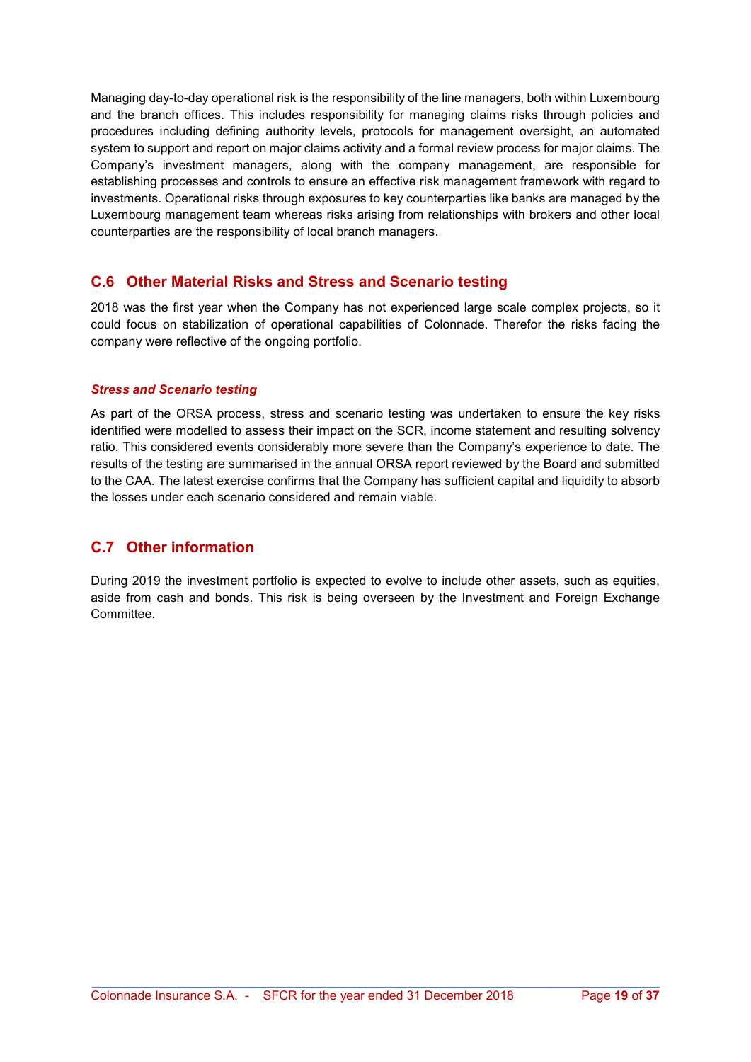Managing day-to-day operational risk is the responsibility of the line managers, both within Luxembourg and the branch offices. This includes responsibility for managing claims risks through policies and procedures including defining authority levels, protocols for management oversight, an automated system to support and report on major claims activity and a formal review process for major claims. The Company's investment managers, along with the company management, are responsible for establishing processes and controls to ensure an effective risk management framework with regard to investments. Operational risks through exposures to key counterparties like banks are managed by the Luxembourg management team whereas risks arising from relationships with brokers and other local counterparties are the responsibility of local branch managers.

## C.6 Other Material Risks and Stress and Scenario testing

2018 was the first year when the Company has not experienced large scale complex projects, so it could focus on stabilization of operational capabilities of Colonnade. Therefor the risks facing the company were reflective of the ongoing portfolio.

### *Stress and Scenario testing*

As part of the ORSA process, stress and scenario testing was undertaken to ensure the key risks identified were modelled to assess their impact on the SCR, income statement and resulting solvency ratio. This considered events considerably more severe than the Company's experience to date. The results of the testing are summarised in the annual ORSA report reviewed by the Board and submitted to the CAA. The latest exercise confirms that the Company has sufficient capital and liquidity to absorb the losses under each scenario considered and remain viable.

## C.7 Other information

During 2019 the investment portfolio is expected to evolve to include other assets, such as equities, aside from cash and bonds. This risk is being overseen by the Investment and Foreign Exchange Committee.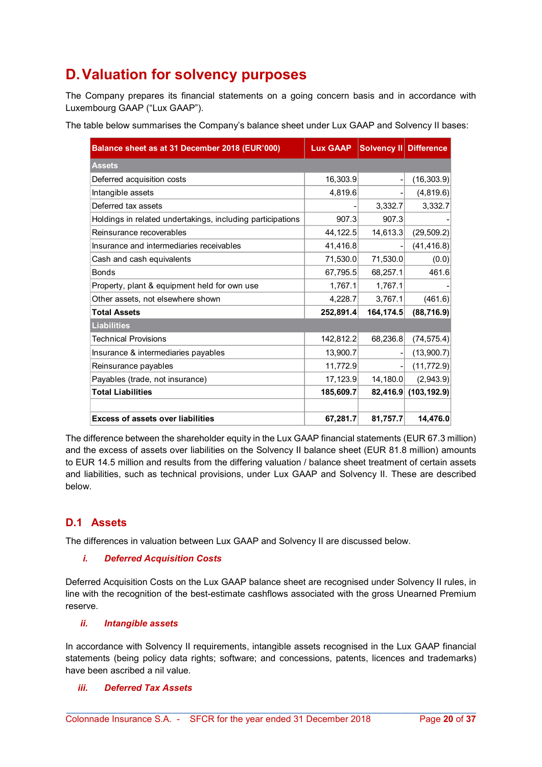# D. Valuation for solvency purposes

The Company prepares its financial statements on a going concern basis and in accordance with Luxembourg GAAP ("Lux GAAP").

The table below summarises the Company's balance sheet under Lux GAAP and Solvency II bases:

| Balance sheet as at 31 December 2018 (EUR'000) | Lux GAAP | Solvency II | Difference |
|---|---|---|---|
| **Assets** | | | |
| Deferred acquisition costs | 16,303.9 | - | (16,303.9) |
| Intangible assets | 4,819.6 | - | (4,819.6) |
| Deferred tax assets | - | 3,332.7 | 3,332.7 |
| Holdings in related undertakings, including participations | 907.3 | 907.3 | - |
| Reinsurance recoverables | 44,122.5 | 14,613.3 | (29,509.2) |
| Insurance and intermediaries receivables | 41,416.8 | - | (41,416.8) |
| Cash and cash equivalents | 71,530.0 | 71,530.0 | (0.0) |
| Bonds | 67,795.5 | 68,257.1 | 461.6 |
| Property, plant & equipment held for own use | 1,767.1 | 1,767.1 | - |
| Other assets, not elsewhere shown | 4,228.7 | 3,767.1 | (461.6) |
| **Total Assets** | **252,891.4** | **164,174.5** | **(88,716.9)** |
| **Liabilities** | | | |
| Technical Provisions | 142,812.2 | 68,236.8 | (74,575.4) |
| Insurance & intermediaries payables | 13,900.7 | - | (13,900.7) |
| Reinsurance payables | 11,772.9 | - | (11,772.9) |
| Payables (trade, not insurance) | 17,123.9 | 14,180.0 | (2,943.9) |
| **Total Liabilities** | **185,609.7** | **82,416.9** | **(103,192.9)** |
| | | | |
| **Excess of assets over liabilities** | **67,281.7** | **81,757.7** | **14,476.0** |

The difference between the shareholder equity in the Lux GAAP financial statements (EUR 67.3 million) and the excess of assets over liabilities on the Solvency II balance sheet (EUR 81.8 million) amounts to EUR 14.5 million and results from the differing valuation / balance sheet treatment of certain assets and liabilities, such as technical provisions, under Lux GAAP and Solvency II. These are described below.

## D.1 Assets

The differences in valuation between Lux GAAP and Solvency II are discussed below.

### *i. Deferred Acquisition Costs*

Deferred Acquisition Costs on the Lux GAAP balance sheet are recognised under Solvency II rules, in line with the recognition of the best-estimate cashflows associated with the gross Unearned Premium reserve.

### *ii. Intangible assets*

In accordance with Solvency II requirements, intangible assets recognised in the Lux GAAP financial statements (being policy data rights; software; and concessions, patents, licences and trademarks) have been ascribed a nil value.

### *iii. Deferred Tax Assets*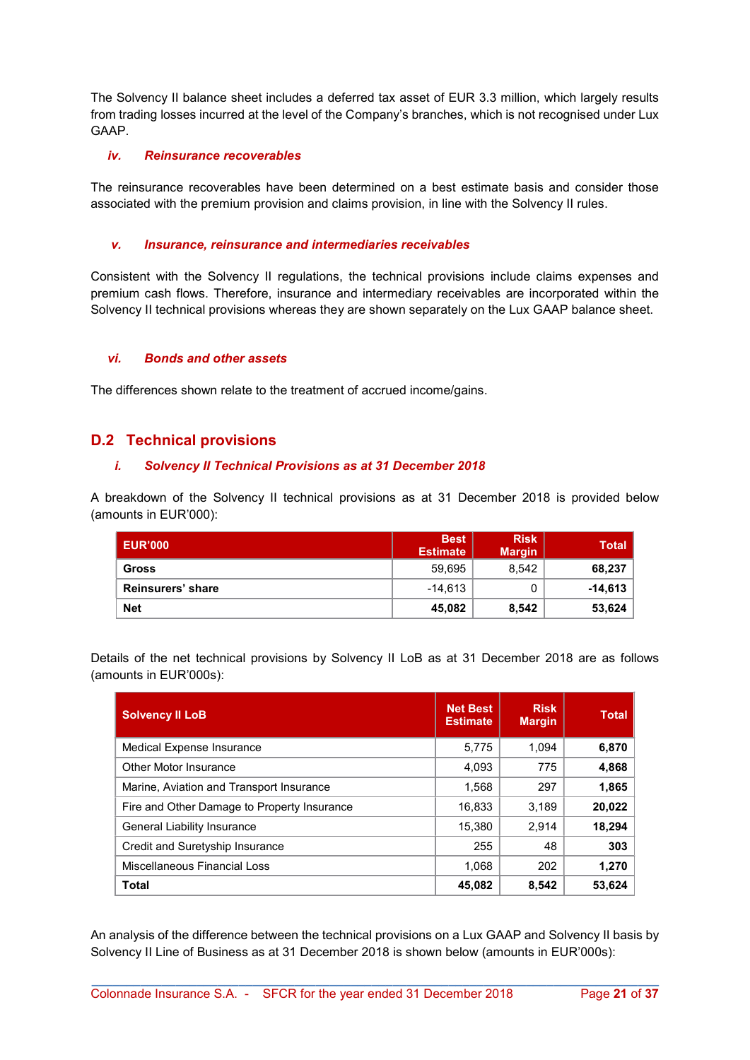The Solvency II balance sheet includes a deferred tax asset of EUR 3.3 million, which largely results from trading losses incurred at the level of the Company's branches, which is not recognised under Lux GAAP.

#### *iv. Reinsurance recoverables*

The reinsurance recoverables have been determined on a best estimate basis and consider those associated with the premium provision and claims provision, in line with the Solvency II rules.

#### *v. Insurance, reinsurance and intermediaries receivables*

Consistent with the Solvency II regulations, the technical provisions include claims expenses and premium cash flows. Therefore, insurance and intermediary receivables are incorporated within the Solvency II technical provisions whereas they are shown separately on the Lux GAAP balance sheet.

#### *vi. Bonds and other assets*

The differences shown relate to the treatment of accrued income/gains.

## D.2 Technical provisions

#### *i. Solvency II Technical Provisions as at 31 December 2018*

A breakdown of the Solvency II technical provisions as at 31 December 2018 is provided below (amounts in EUR'000):

| EUR'000 | Best Estimate | Risk Margin | Total |
|---|---|---|---|
| **Gross** | 59,695 | 8,542 | **68,237** |
| **Reinsurers' share** | -14,613 | 0 | **-14,613** |
| **Net** | **45,082** | **8,542** | **53,624** |

Details of the net technical provisions by Solvency II LoB as at 31 December 2018 are as follows (amounts in EUR'000s):

| Solvency II LoB | Net Best Estimate | Risk Margin | Total |
|---|---|---|---|
| Medical Expense Insurance | 5,775 | 1,094 | **6,870** |
| Other Motor Insurance | 4,093 | 775 | **4,868** |
| Marine, Aviation and Transport Insurance | 1,568 | 297 | **1,865** |
| Fire and Other Damage to Property Insurance | 16,833 | 3,189 | **20,022** |
| General Liability Insurance | 15,380 | 2,914 | **18,294** |
| Credit and Suretyship Insurance | 255 | 48 | **303** |
| Miscellaneous Financial Loss | 1,068 | 202 | **1,270** |
| **Total** | **45,082** | **8,542** | **53,624** |

An analysis of the difference between the technical provisions on a Lux GAAP and Solvency II basis by Solvency II Line of Business as at 31 December 2018 is shown below (amounts in EUR'000s):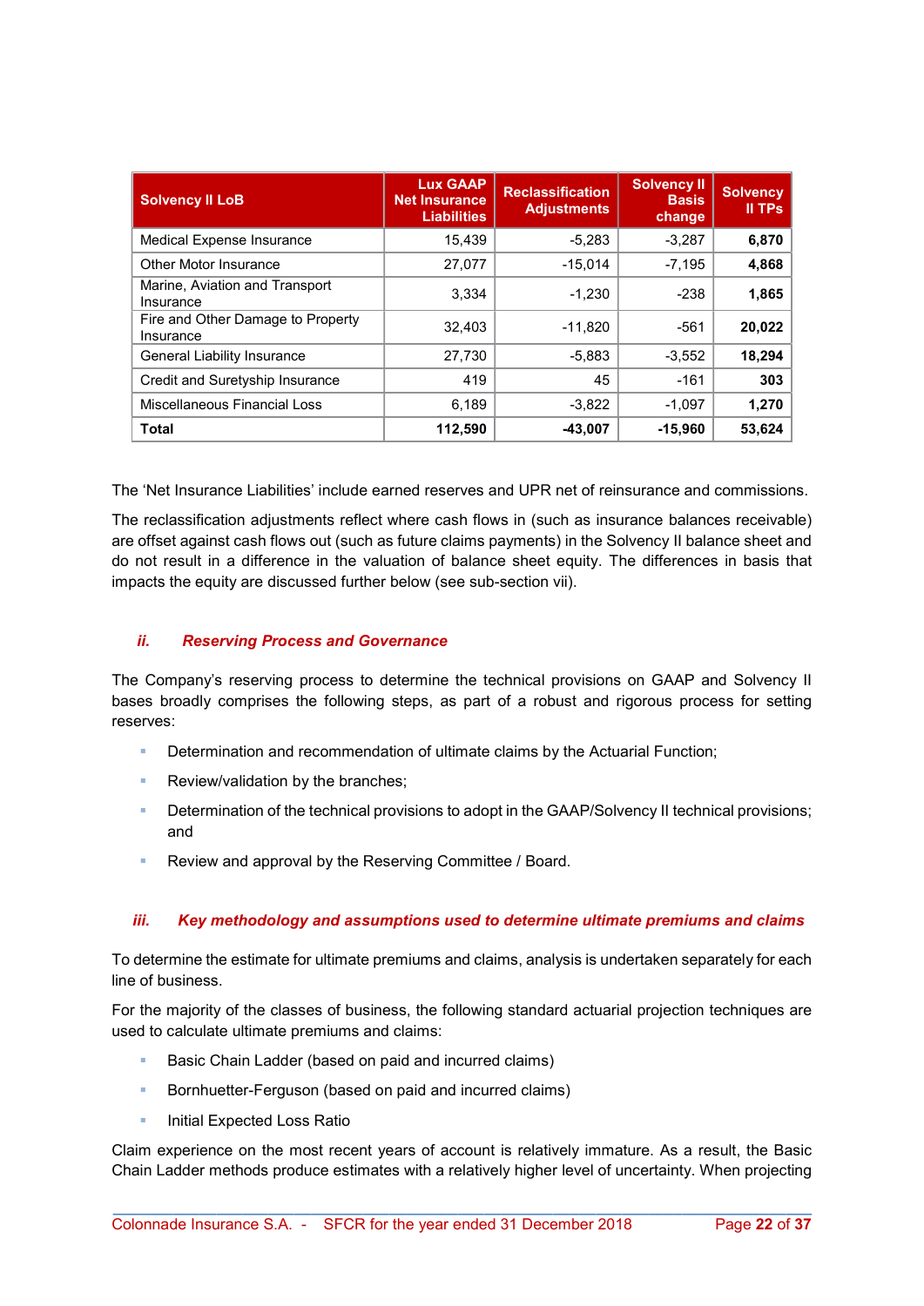| Solvency II LoB | Lux GAAP Net Insurance Liabilities | Reclassification Adjustments | Solvency II Basis change | Solvency II TPs |
|---|---|---|---|---|
| Medical Expense Insurance | 15,439 | -5,283 | -3,287 | **6,870** |
| Other Motor Insurance | 27,077 | -15,014 | -7,195 | **4,868** |
| Marine, Aviation and Transport Insurance | 3,334 | -1,230 | -238 | **1,865** |
| Fire and Other Damage to Property Insurance | 32,403 | -11,820 | -561 | **20,022** |
| General Liability Insurance | 27,730 | -5,883 | -3,552 | **18,294** |
| Credit and Suretyship Insurance | 419 | 45 | -161 | **303** |
| Miscellaneous Financial Loss | 6,189 | -3,822 | -1,097 | **1,270** |
| **Total** | **112,590** | **-43,007** | **-15,960** | **53,624** |

The 'Net Insurance Liabilities' include earned reserves and UPR net of reinsurance and commissions.

The reclassification adjustments reflect where cash flows in (such as insurance balances receivable) are offset against cash flows out (such as future claims payments) in the Solvency II balance sheet and do not result in a difference in the valuation of balance sheet equity. The differences in basis that impacts the equity are discussed further below (see sub-section vii).

### *ii. Reserving Process and Governance*

The Company's reserving process to determine the technical provisions on GAAP and Solvency II bases broadly comprises the following steps, as part of a robust and rigorous process for setting reserves:

- Determination and recommendation of ultimate claims by the Actuarial Function;
- Review/validation by the branches;
- Determination of the technical provisions to adopt in the GAAP/Solvency II technical provisions; and
- Review and approval by the Reserving Committee / Board.

### *iii. Key methodology and assumptions used to determine ultimate premiums and claims*

To determine the estimate for ultimate premiums and claims, analysis is undertaken separately for each line of business.

For the majority of the classes of business, the following standard actuarial projection techniques are used to calculate ultimate premiums and claims:

- Basic Chain Ladder (based on paid and incurred claims)
- Bornhuetter-Ferguson (based on paid and incurred claims)
- Initial Expected Loss Ratio

Claim experience on the most recent years of account is relatively immature. As a result, the Basic Chain Ladder methods produce estimates with a relatively higher level of uncertainty. When projecting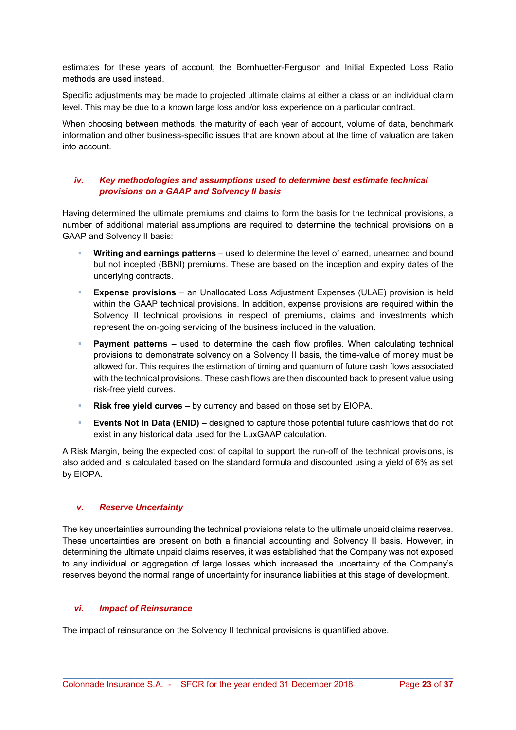estimates for these years of account, the Bornhuetter-Ferguson and Initial Expected Loss Ratio methods are used instead.

Specific adjustments may be made to projected ultimate claims at either a class or an individual claim level. This may be due to a known large loss and/or loss experience on a particular contract.

When choosing between methods, the maturity of each year of account, volume of data, benchmark information and other business-specific issues that are known about at the time of valuation are taken into account.

### *iv. Key methodologies and assumptions used to determine best estimate technical provisions on a GAAP and Solvency II basis*

Having determined the ultimate premiums and claims to form the basis for the technical provisions, a number of additional material assumptions are required to determine the technical provisions on a GAAP and Solvency II basis:

- **Writing and earnings patterns** – used to determine the level of earned, unearned and bound but not incepted (BBNI) premiums. These are based on the inception and expiry dates of the underlying contracts.
- **Expense provisions** – an Unallocated Loss Adjustment Expenses (ULAE) provision is held within the GAAP technical provisions. In addition, expense provisions are required within the Solvency II technical provisions in respect of premiums, claims and investments which represent the on-going servicing of the business included in the valuation.
- **Payment patterns** – used to determine the cash flow profiles. When calculating technical provisions to demonstrate solvency on a Solvency II basis, the time-value of money must be allowed for. This requires the estimation of timing and quantum of future cash flows associated with the technical provisions. These cash flows are then discounted back to present value using risk-free yield curves.
- **Risk free yield curves** – by currency and based on those set by EIOPA.
- **Events Not In Data (ENID)** – designed to capture those potential future cashflows that do not exist in any historical data used for the LuxGAAP calculation.

A Risk Margin, being the expected cost of capital to support the run-off of the technical provisions, is also added and is calculated based on the standard formula and discounted using a yield of 6% as set by EIOPA.

### *v. Reserve Uncertainty*

The key uncertainties surrounding the technical provisions relate to the ultimate unpaid claims reserves. These uncertainties are present on both a financial accounting and Solvency II basis. However, in determining the ultimate unpaid claims reserves, it was established that the Company was not exposed to any individual or aggregation of large losses which increased the uncertainty of the Company's reserves beyond the normal range of uncertainty for insurance liabilities at this stage of development.

### *vi. Impact of Reinsurance*

The impact of reinsurance on the Solvency II technical provisions is quantified above.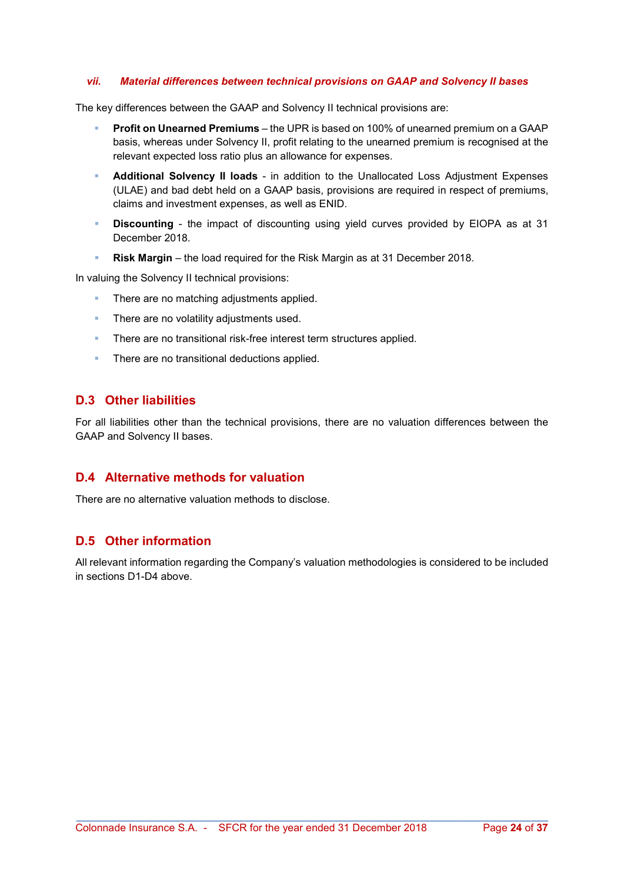#### *vii. Material differences between technical provisions on GAAP and Solvency II bases*

The key differences between the GAAP and Solvency II technical provisions are:

- **Profit on Unearned Premiums** – the UPR is based on 100% of unearned premium on a GAAP basis, whereas under Solvency II, profit relating to the unearned premium is recognised at the relevant expected loss ratio plus an allowance for expenses.
- **Additional Solvency II loads** - in addition to the Unallocated Loss Adjustment Expenses (ULAE) and bad debt held on a GAAP basis, provisions are required in respect of premiums, claims and investment expenses, as well as ENID.
- **Discounting** - the impact of discounting using yield curves provided by EIOPA as at 31 December 2018.
- **Risk Margin** – the load required for the Risk Margin as at 31 December 2018.

In valuing the Solvency II technical provisions:

- There are no matching adjustments applied.
- There are no volatility adjustments used.
- There are no transitional risk-free interest term structures applied.
- There are no transitional deductions applied.

## D.3 Other liabilities

For all liabilities other than the technical provisions, there are no valuation differences between the GAAP and Solvency II bases.

## D.4 Alternative methods for valuation

There are no alternative valuation methods to disclose.

## D.5 Other information

All relevant information regarding the Company's valuation methodologies is considered to be included in sections D1-D4 above.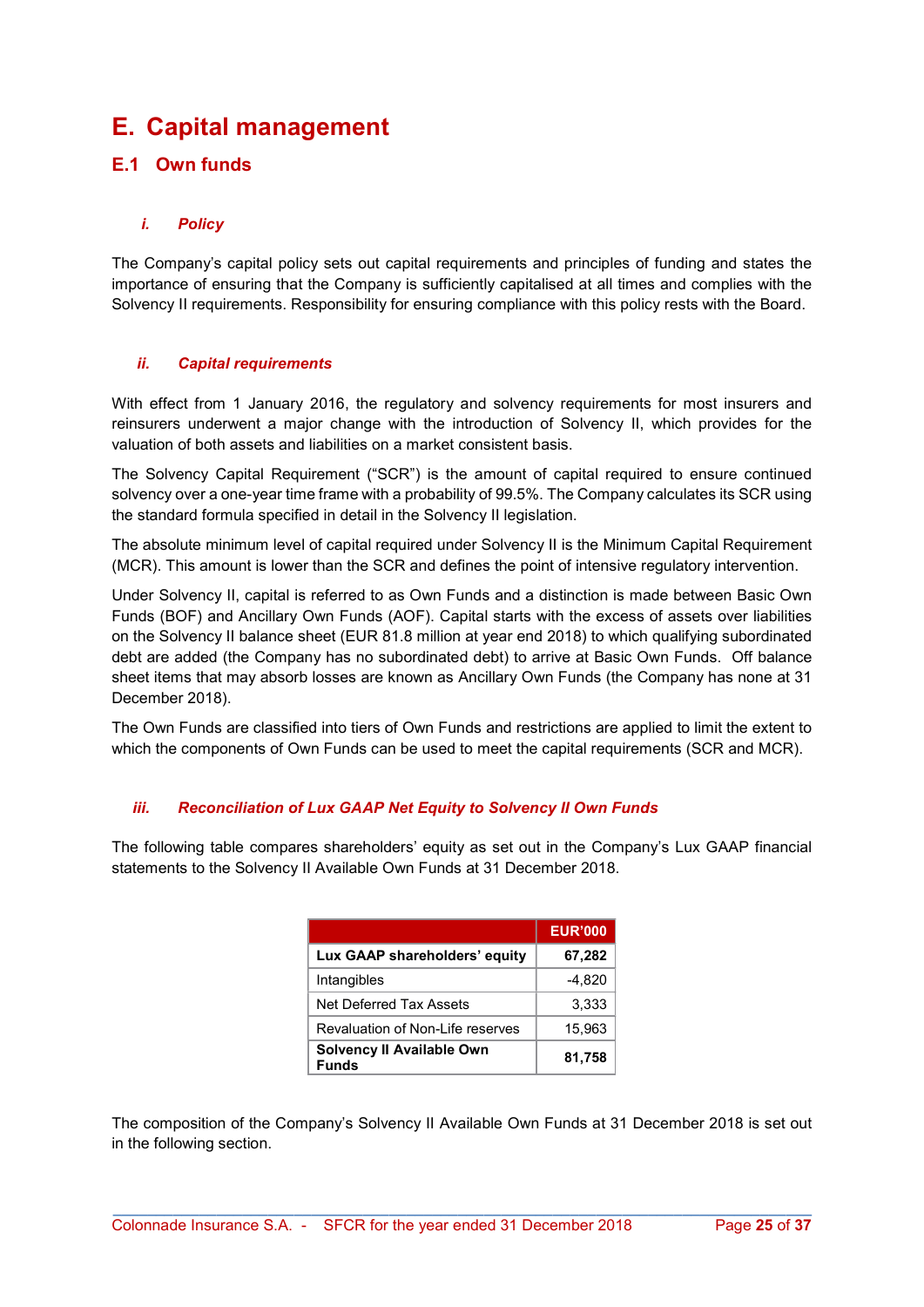# E. Capital management

## E.1 Own funds

### *i. Policy*

The Company's capital policy sets out capital requirements and principles of funding and states the importance of ensuring that the Company is sufficiently capitalised at all times and complies with the Solvency II requirements. Responsibility for ensuring compliance with this policy rests with the Board.

### *ii. Capital requirements*

With effect from 1 January 2016, the regulatory and solvency requirements for most insurers and reinsurers underwent a major change with the introduction of Solvency II, which provides for the valuation of both assets and liabilities on a market consistent basis.

The Solvency Capital Requirement ("SCR") is the amount of capital required to ensure continued solvency over a one-year time frame with a probability of 99.5%. The Company calculates its SCR using the standard formula specified in detail in the Solvency II legislation.

The absolute minimum level of capital required under Solvency II is the Minimum Capital Requirement (MCR). This amount is lower than the SCR and defines the point of intensive regulatory intervention.

Under Solvency II, capital is referred to as Own Funds and a distinction is made between Basic Own Funds (BOF) and Ancillary Own Funds (AOF). Capital starts with the excess of assets over liabilities on the Solvency II balance sheet (EUR 81.8 million at year end 2018) to which qualifying subordinated debt are added (the Company has no subordinated debt) to arrive at Basic Own Funds. Off balance sheet items that may absorb losses are known as Ancillary Own Funds (the Company has none at 31 December 2018).

The Own Funds are classified into tiers of Own Funds and restrictions are applied to limit the extent to which the components of Own Funds can be used to meet the capital requirements (SCR and MCR).

### *iii. Reconciliation of Lux GAAP Net Equity to Solvency II Own Funds*

The following table compares shareholders' equity as set out in the Company's Lux GAAP financial statements to the Solvency II Available Own Funds at 31 December 2018.

| | EUR'000 |
|---|---|
| **Lux GAAP shareholders' equity** | **67,282** |
| Intangibles | -4,820 |
| Net Deferred Tax Assets | 3,333 |
| Revaluation of Non-Life reserves | 15,963 |
| **Solvency II Available Own Funds** | **81,758** |

The composition of the Company's Solvency II Available Own Funds at 31 December 2018 is set out in the following section.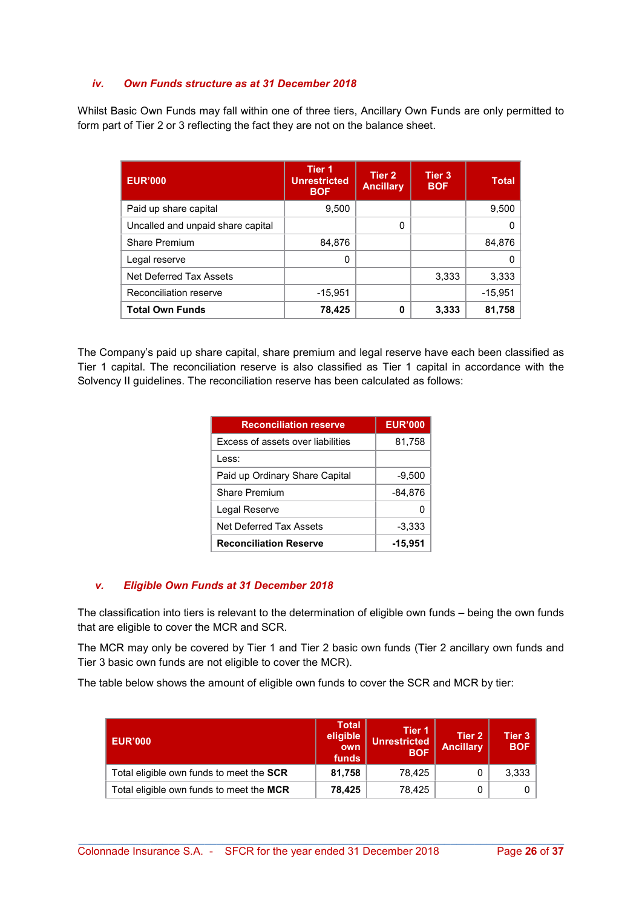### *iv. Own Funds structure as at 31 December 2018*

Whilst Basic Own Funds may fall within one of three tiers, Ancillary Own Funds are only permitted to form part of Tier 2 or 3 reflecting the fact they are not on the balance sheet.

| EUR'000 | Tier 1 Unrestricted BOF | Tier 2 Ancillary | Tier 3 BOF | Total |
|---|---|---|---|---|
| Paid up share capital | 9,500 | | | 9,500 |
| Uncalled and unpaid share capital | | 0 | | 0 |
| Share Premium | 84,876 | | | 84,876 |
| Legal reserve | 0 | | | 0 |
| Net Deferred Tax Assets | | | 3,333 | 3,333 |
| Reconciliation reserve | -15,951 | | | -15,951 |
| **Total Own Funds** | **78,425** | **0** | **3,333** | **81,758** |

The Company's paid up share capital, share premium and legal reserve have each been classified as Tier 1 capital. The reconciliation reserve is also classified as Tier 1 capital in accordance with the Solvency II guidelines. The reconciliation reserve has been calculated as follows:

| Reconciliation reserve | EUR'000 |
|---|---|
| Excess of assets over liabilities | 81,758 |
| Less: | |
| Paid up Ordinary Share Capital | -9,500 |
| Share Premium | -84,876 |
| Legal Reserve | 0 |
| Net Deferred Tax Assets | -3,333 |
| **Reconciliation Reserve** | **-15,951** |

### *v. Eligible Own Funds at 31 December 2018*

The classification into tiers is relevant to the determination of eligible own funds – being the own funds that are eligible to cover the MCR and SCR.

The MCR may only be covered by Tier 1 and Tier 2 basic own funds (Tier 2 ancillary own funds and Tier 3 basic own funds are not eligible to cover the MCR).

The table below shows the amount of eligible own funds to cover the SCR and MCR by tier:

| EUR'000 | Total eligible own funds | Tier 1 Unrestricted BOF | Tier 2 Ancillary | Tier 3 BOF |
|---|---|---|---|---|
| Total eligible own funds to meet the **SCR** | **81,758** | 78,425 | 0 | 3,333 |
| Total eligible own funds to meet the **MCR** | **78,425** | 78,425 | 0 | 0 |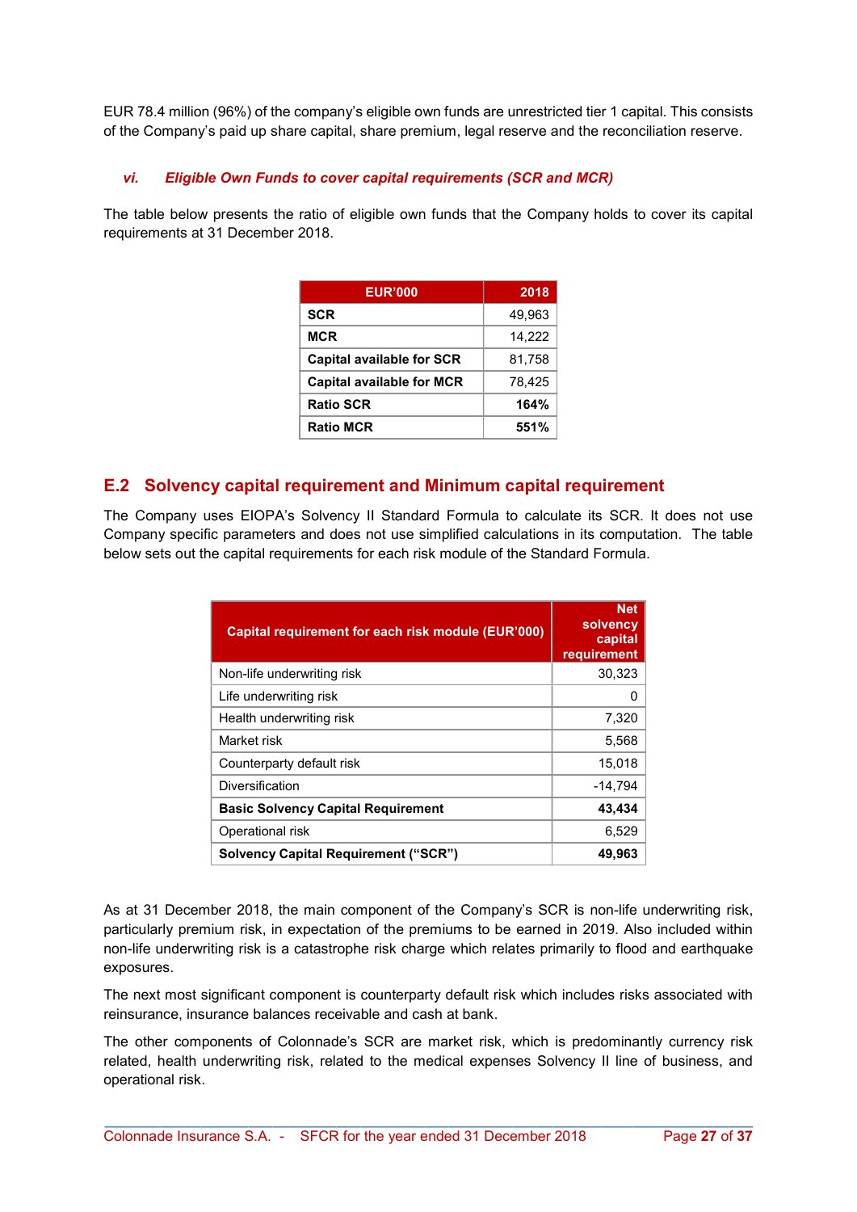EUR 78.4 million (96%) of the company's eligible own funds are unrestricted tier 1 capital. This consists of the Company's paid up share capital, share premium, legal reserve and the reconciliation reserve.

#### *vi. Eligible Own Funds to cover capital requirements (SCR and MCR)*

The table below presents the ratio of eligible own funds that the Company holds to cover its capital requirements at 31 December 2018.

| EUR'000 | 2018 |
|---|---|
| **SCR** | 49,963 |
| **MCR** | 14,222 |
| **Capital available for SCR** | 81,758 |
| **Capital available for MCR** | 78,425 |
| **Ratio SCR** | **164%** |
| **Ratio MCR** | **551%** |

## E.2 Solvency capital requirement and Minimum capital requirement

The Company uses EIOPA's Solvency II Standard Formula to calculate its SCR. It does not use Company specific parameters and does not use simplified calculations in its computation. The table below sets out the capital requirements for each risk module of the Standard Formula.

| Capital requirement for each risk module (EUR'000) | Net solvency capital requirement |
|---|---|
| Non-life underwriting risk | 30,323 |
| Life underwriting risk | 0 |
| Health underwriting risk | 7,320 |
| Market risk | 5,568 |
| Counterparty default risk | 15,018 |
| Diversification | -14,794 |
| **Basic Solvency Capital Requirement** | **43,434** |
| Operational risk | 6,529 |
| **Solvency Capital Requirement ("SCR")** | **49,963** |

As at 31 December 2018, the main component of the Company's SCR is non-life underwriting risk, particularly premium risk, in expectation of the premiums to be earned in 2019. Also included within non-life underwriting risk is a catastrophe risk charge which relates primarily to flood and earthquake exposures.

The next most significant component is counterparty default risk which includes risks associated with reinsurance, insurance balances receivable and cash at bank.

The other components of Colonnade's SCR are market risk, which is predominantly currency risk related, health underwriting risk, related to the medical expenses Solvency II line of business, and operational risk.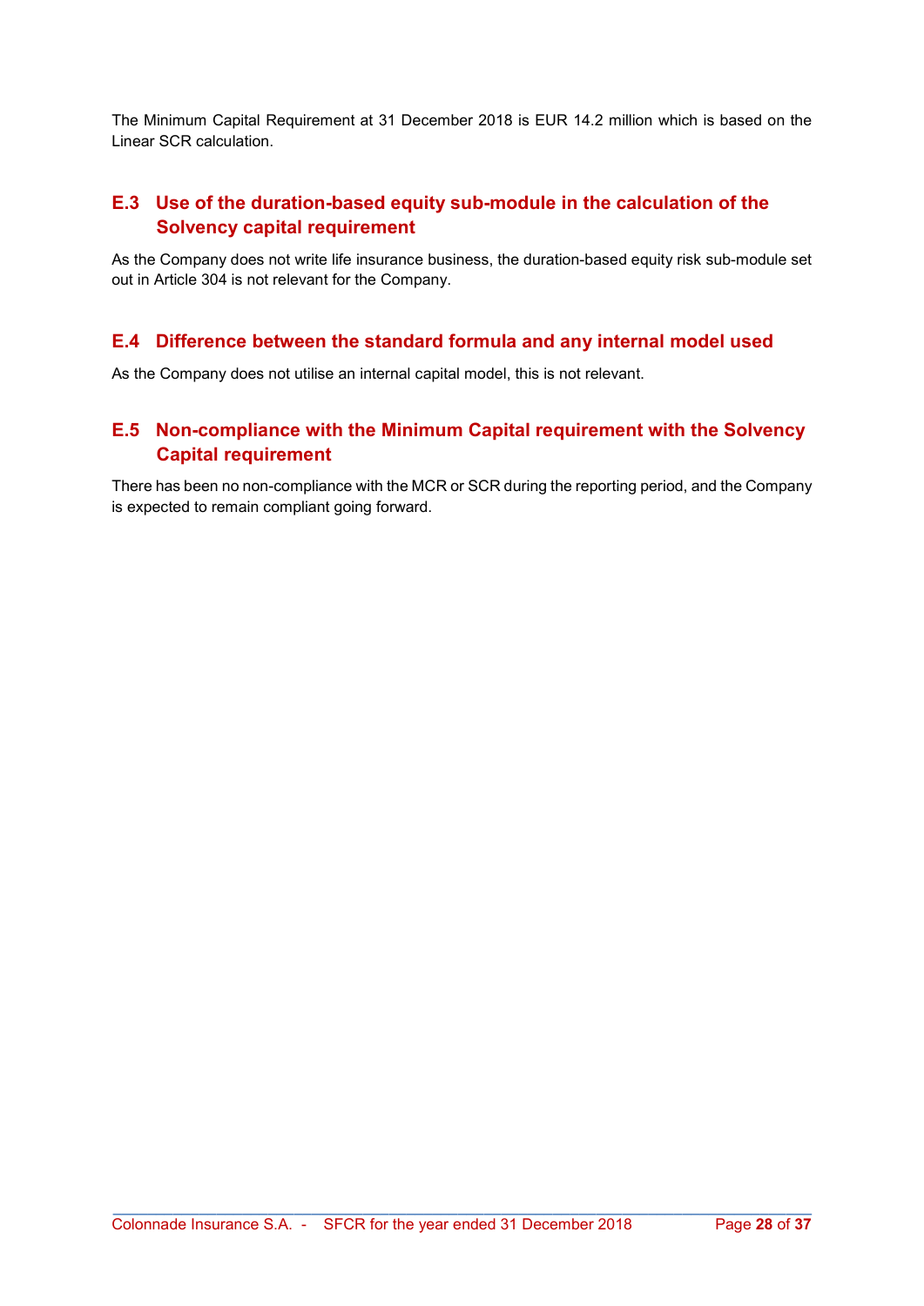The Minimum Capital Requirement at 31 December 2018 is EUR 14.2 million which is based on the Linear SCR calculation.

## E.3 Use of the duration-based equity sub-module in the calculation of the Solvency capital requirement

As the Company does not write life insurance business, the duration-based equity risk sub-module set out in Article 304 is not relevant for the Company.

## E.4 Difference between the standard formula and any internal model used

As the Company does not utilise an internal capital model, this is not relevant.

## E.5 Non-compliance with the Minimum Capital requirement with the Solvency Capital requirement

There has been no non-compliance with the MCR or SCR during the reporting period, and the Company is expected to remain compliant going forward.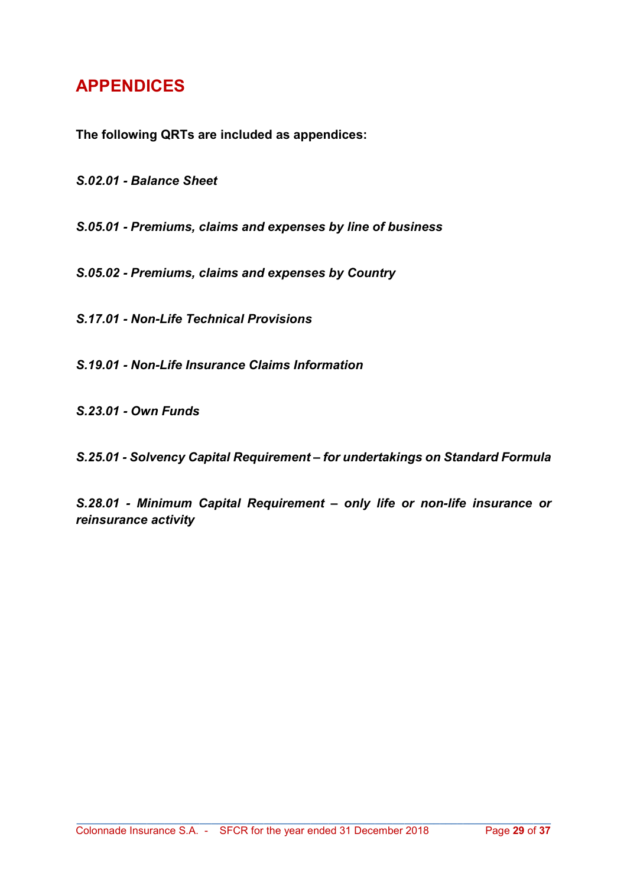# APPENDICES

**The following QRTs are included as appendices:**

***S.02.01 - Balance Sheet***

***S.05.01 - Premiums, claims and expenses by line of business***

***S.05.02 - Premiums, claims and expenses by Country***

***S.17.01 - Non-Life Technical Provisions***

***S.19.01 - Non-Life Insurance Claims Information***

***S.23.01 - Own Funds***

***S.25.01 - Solvency Capital Requirement – for undertakings on Standard Formula***

***S.28.01 - Minimum Capital Requirement – only life or non-life insurance or reinsurance activity***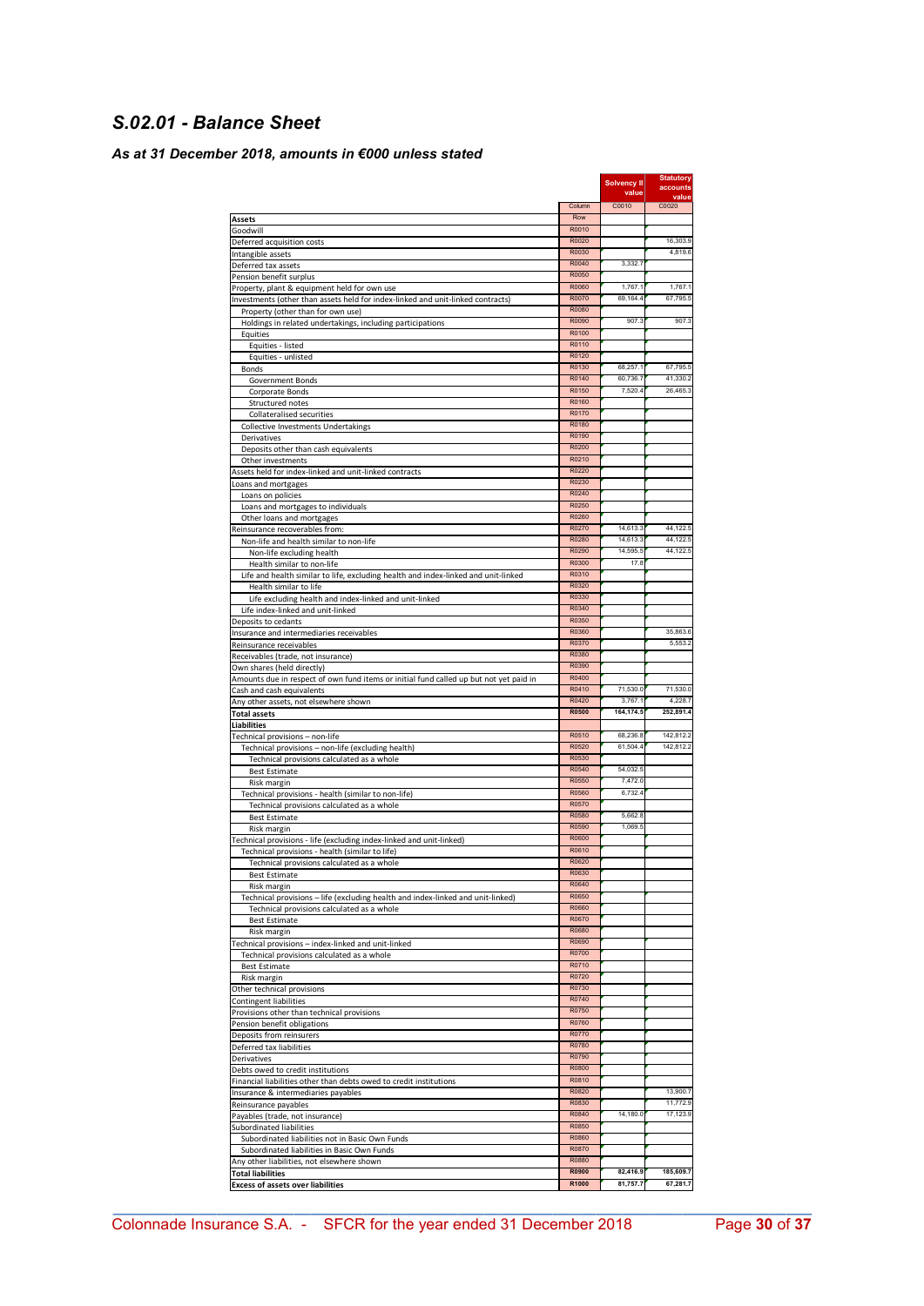## *S.02.01 - Balance Sheet*

### *As at 31 December 2018, amounts in €000 unless stated*

| | | Solvency II value | Statutory accounts value |
|---|---|---|---|
| | Column | C0010 | C0020 |
| **Assets** | Row | | |
| Goodwill | R0010 | | |
| Deferred acquisition costs | R0020 | | 16,303.9 |
| Intangible assets | R0030 | | 4,819.6 |
| Deferred tax assets | R0040 | 3,332.7 | |
| Pension benefit surplus | R0050 | | |
| Property, plant & equipment held for own use | R0060 | 1,767.1 | 1,767.1 |
| Investments (other than assets held for index-linked and unit-linked contracts) | R0070 | 69,164.4 | 67,795.5 |
| Property (other than for own use) | R0080 | | |
| Holdings in related undertakings, including participations | R0090 | 907.3 | 907.3 |
| Equities | R0100 | | |
| Equities - listed | R0110 | | |
| Equities - unlisted | R0120 | | |
| Bonds | R0130 | 68,257.1 | 67,795.5 |
| Government Bonds | R0140 | 60,736.7 | 41,330.2 |
| Corporate Bonds | R0150 | 7,520.4 | 26,465.3 |
| Structured notes | R0160 | | |
| Collateralised securities | R0170 | | |
| Collective Investments Undertakings | R0180 | | |
| Derivatives | R0190 | | |
| Deposits other than cash equivalents | R0200 | | |
| Other investments | R0210 | | |
| Assets held for index-linked and unit-linked contracts | R0220 | | |
| Loans and mortgages | R0230 | | |
| Loans on policies | R0240 | | |
| Loans and mortgages to individuals | R0250 | | |
| Other loans and mortgages | R0260 | | |
| Reinsurance recoverables from: | R0270 | 14,613.3 | 44,122.5 |
| Non-life and health similar to non-life | R0280 | 14,613.3 | 44,122.5 |
| Non-life excluding health | R0290 | 14,595.5 | 44,122.5 |
| Health similar to non-life | R0300 | 17.8 | |
| Life and health similar to life, excluding health and index-linked and unit-linked | R0310 | | |
| Health similar to life | R0320 | | |
| Life excluding health and index-linked and unit-linked | R0330 | | |
| Life index-linked and unit-linked | R0340 | | |
| Deposits to cedants | R0350 | | |
| Insurance and intermediaries receivables | R0360 | | 35,863.6 |
| Reinsurance receivables | R0370 | | 5,553.2 |
| Receivables (trade, not insurance) | R0380 | | |
| Own shares (held directly) | R0390 | | |
| Amounts due in respect of own fund items or initial fund called up but not yet paid in | R0400 | | |
| Cash and cash equivalents | R0410 | 71,530.0 | 71,530.0 |
| Any other assets, not elsewhere shown | R0420 | 3,767.1 | 4,228.7 |
| **Total assets** | **R0500** | **164,174.5** | **252,891.4** |
| **Liabilities** | | | |
| Technical provisions – non-life | R0510 | 68,236.8 | 142,812.2 |
| Technical provisions – non-life (excluding health) | R0520 | 61,504.4 | 142,812.2 |
| Technical provisions calculated as a whole | R0530 | | |
| Best Estimate | R0540 | 54,032.5 | |
| Risk margin | R0550 | 7,472.0 | |
| Technical provisions - health (similar to non-life) | R0560 | 6,732.4 | |
| Technical provisions calculated as a whole | R0570 | | |
| Best Estimate | R0580 | 5,662.8 | |
| Risk margin | R0590 | 1,069.5 | |
| Technical provisions - life (excluding index-linked and unit-linked) | R0600 | | |
| Technical provisions - health (similar to life) | R0610 | | |
| Technical provisions calculated as a whole | R0620 | | |
| Best Estimate | R0630 | | |
| Risk margin | R0640 | | |
| Technical provisions – life (excluding health and index-linked and unit-linked) | R0650 | | |
| Technical provisions calculated as a whole | R0660 | | |
| Best Estimate | R0670 | | |
| Risk margin | R0680 | | |
| Technical provisions – index-linked and unit-linked | R0690 | | |
| Technical provisions calculated as a whole | R0700 | | |
| Best Estimate | R0710 | | |
| Risk margin | R0720 | | |
| Other technical provisions | R0730 | | |
| Contingent liabilities | R0740 | | |
| Provisions other than technical provisions | R0750 | | |
| Pension benefit obligations | R0760 | | |
| Deposits from reinsurers | R0770 | | |
| Deferred tax liabilities | R0780 | | |
| Derivatives | R0790 | | |
| Debts owed to credit institutions | R0800 | | |
| Financial liabilities other than debts owed to credit institutions | R0810 | | |
| Insurance & intermediaries payables | R0820 | | 13,900.7 |
| Reinsurance payables | R0830 | | 11,772.9 |
| Payables (trade, not insurance) | R0840 | 14,180.0 | 17,123.9 |
| Subordinated liabilities | R0850 | | |
| Subordinated liabilities not in Basic Own Funds | R0860 | | |
| Subordinated liabilities in Basic Own Funds | R0870 | | |
| Any other liabilities, not elsewhere shown | R0880 | | |
| **Total liabilities** | **R0900** | **82,416.9** | **185,609.7** |
| **Excess of assets over liabilities** | **R1000** | **81,757.7** | **67,281.7** |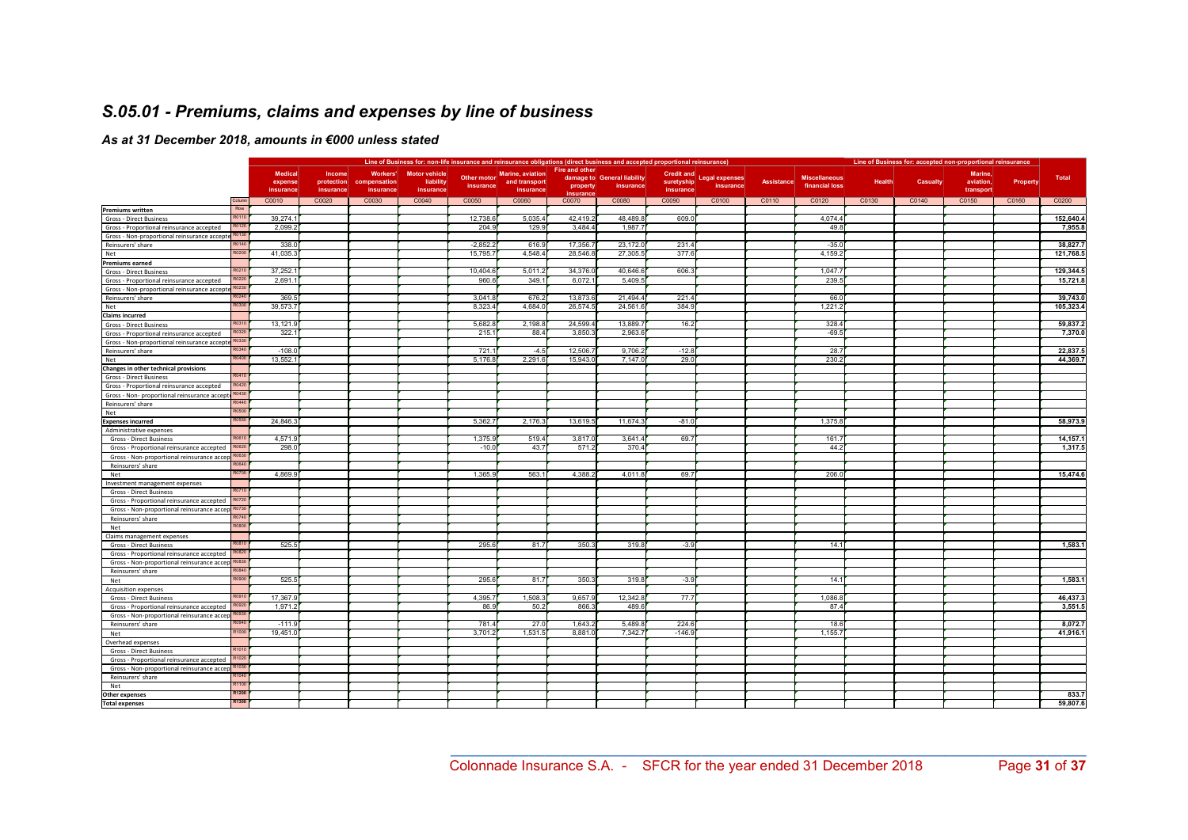## S.05.01 - Premiums, claims and expenses by line of business

### As at 31 December 2018, amounts in €000 unless stated

| | | Line of Business for: non-life insurance and reinsurance obligations (direct business and accepted proportional reinsurance) | | | | | | | | | | | | Line of Business for: accepted non-proportional reinsurance | | | | |
|---|---|---|---|---|---|---|---|---|---|---|---|---|---|---|---|---|---|---|
| | | Medical expense insurance | Income protection insurance | Workers' compensation insurance | Motor vehicle liability insurance | Other motor insurance | Marine, aviation and transport insurance | Fire and other damage to property insurance | General liability insurance | Credit and suretyship insurance | Legal expenses insurance | Assistance | Miscellaneous financial loss | Health | Casualty | Marine, aviation, transport | Property | Total |
| | Column | C0010 | C0020 | C0030 | C0040 | C0050 | C0060 | C0070 | C0080 | C0090 | C0100 | C0110 | C0120 | C0130 | C0140 | C0150 | C0160 | C0200 |
| **Premiums written** | Row | | | | | | | | | | | | | | | | | |
| Gross - Direct Business | R0110 | 39,274.1 | | | | 12,738.6 | 5,035.4 | 42,419.2 | 48,489.8 | 609.0 | | | 4,074.4 | | | | | **152,640.4** |
| Gross - Proportional reinsurance accepted | R0120 | 2,099.2 | | | | 204.9 | 129.9 | 3,484.4 | 1,987.7 | | | | 49.8 | | | | | **7,955.8** |
| Gross - Non-proportional reinsurance accepted | R0130 | | | | | | | | | | | | | | | | | |
| Reinsurers' share | R0140 | 338.0 | | | | -2,852.2 | 616.9 | 17,356.7 | 23,172.0 | 231.4 | | | -35.0 | | | | | **38,827.7** |
| Net | R0200 | 41,035.3 | | | | 15,795.7 | 4,548.4 | 28,546.8 | 27,305.5 | 377.6 | | | 4,159.2 | | | | | **121,768.5** |
| **Premiums earned** | | | | | | | | | | | | | | | | | | |
| Gross - Direct Business | R0210 | 37,252.1 | | | | 10,404.6 | 5,011.2 | 34,376.0 | 40,646.6 | 606.3 | | | 1,047.7 | | | | | **129,344.5** |
| Gross - Proportional reinsurance accepted | R0220 | 2,691.1 | | | | 960.6 | 349.1 | 6,072.1 | 5,409.5 | | | | 239.5 | | | | | **15,721.8** |
| Gross - Non-proportional reinsurance accepted | R0230 | | | | | | | | | | | | | | | | | |
| Reinsurers' share | R0240 | 369.5 | | | | 3,041.8 | 676.2 | 13,873.6 | 21,494.4 | 221.4 | | | 66.0 | | | | | **39,743.0** |
| Net | R0300 | 39,573.7 | | | | 8,323.4 | 4,684.0 | 26,574.5 | 24,561.6 | 384.9 | | | 1,221.2 | | | | | **105,323.4** |
| **Claims incurred** | | | | | | | | | | | | | | | | | | |
| Gross - Direct Business | R0310 | 13,121.9 | | | | 5,682.8 | 2,198.8 | 24,599.4 | 13,889.7 | 16.2 | | | 328.4 | | | | | **59,837.2** |
| Gross - Proportional reinsurance accepted | R0320 | 322.1 | | | | 215.1 | 88.4 | 3,850.3 | 2,963.6 | | | | -69.5 | | | | | **7,370.0** |
| Gross - Non-proportional reinsurance accepted | R0330 | | | | | | | | | | | | | | | | | |
| Reinsurers' share | R0340 | -108.0 | | | | 721.1 | -4.5 | 12,506.7 | 9,706.2 | -12.8 | | | 28.7 | | | | | **22,837.5** |
| Net | R0400 | 13,552.1 | | | | 5,176.8 | 2,291.6 | 15,943.0 | 7,147.0 | 29.0 | | | 230.2 | | | | | **44,369.7** |
| **Changes in other technical provisions** | | | | | | | | | | | | | | | | | | |
| Gross - Direct Business | R0410 | | | | | | | | | | | | | | | | | |
| Gross - Proportional reinsurance accepted | R0420 | | | | | | | | | | | | | | | | | |
| Gross - Non- proportional reinsurance accepted | R0430 | | | | | | | | | | | | | | | | | |
| Reinsurers' share | R0440 | | | | | | | | | | | | | | | | | |
| Net | R0500 | | | | | | | | | | | | | | | | | |
| **Expenses incurred** | R0550 | 24,846.3 | | | | 5,362.7 | 2,176.3 | 13,619.5 | 11,674.3 | -81.0 | | | 1,375.8 | | | | | **58,973.9** |
| Administrative expenses | | | | | | | | | | | | | | | | | | |
| Gross - Direct Business | R0610 | 4,571.9 | | | | 1,375.9 | 519.4 | 3,817.0 | 3,641.4 | 69.7 | | | 161.7 | | | | | **14,157.1** |
| Gross - Proportional reinsurance accepted | R0620 | 298.0 | | | | -10.0 | 43.7 | 571.2 | 370.4 | | | | 44.2 | | | | | **1,317.5** |
| Gross - Non-proportional reinsurance accepted | R0630 | | | | | | | | | | | | | | | | | |
| Reinsurers' share | R0640 | | | | | | | | | | | | | | | | | |
| Net | R0700 | 4,869.9 | | | | 1,365.9 | 563.1 | 4,388.2 | 4,011.8 | 69.7 | | | 206.0 | | | | | **15,474.6** |
| Investment management expenses | | | | | | | | | | | | | | | | | | |
| Gross - Direct Business | R0710 | | | | | | | | | | | | | | | | | |
| Gross - Proportional reinsurance accepted | R0720 | | | | | | | | | | | | | | | | | |
| Gross - Non-proportional reinsurance accepted | R0730 | | | | | | | | | | | | | | | | | |
| Reinsurers' share | R0740 | | | | | | | | | | | | | | | | | |
| Net | R0800 | | | | | | | | | | | | | | | | | |
| Claims management expenses | | | | | | | | | | | | | | | | | | |
| Gross - Direct Business | R0810 | 525.5 | | | | 295.6 | 81.7 | 350.3 | 319.8 | -3.9 | | | 14.1 | | | | | **1,583.1** |
| Gross - Proportional reinsurance accepted | R0820 | | | | | | | | | | | | | | | | | |
| Gross - Non-proportional reinsurance accepted | R0830 | | | | | | | | | | | | | | | | | |
| Reinsurers' share | R0840 | | | | | | | | | | | | | | | | | |
| Net | R0900 | 525.5 | | | | 295.6 | 81.7 | 350.3 | 319.8 | -3.9 | | | 14.1 | | | | | **1,583.1** |
| Acquisition expenses | | | | | | | | | | | | | | | | | | |
| Gross - Direct Business | R0910 | 17,367.9 | | | | 4,395.7 | 1,508.3 | 9,657.9 | 12,342.8 | 77.7 | | | 1,086.8 | | | | | **46,437.3** |
| Gross - Proportional reinsurance accepted | R0920 | 1,971.2 | | | | 86.9 | 50.2 | 866.3 | 489.6 | | | | 87.4 | | | | | **3,551.5** |
| Gross - Non-proportional reinsurance accepted | R0930 | | | | | | | | | | | | | | | | | |
| Reinsurers' share | R0940 | -111.9 | | | | 781.4 | 27.0 | 1,643.2 | 5,489.8 | 224.6 | | | 18.6 | | | | | **8,072.7** |
| Net | R1000 | 19,451.0 | | | | 3,701.2 | 1,531.5 | 8,881.0 | 7,342.7 | -146.9 | | | 1,155.7 | | | | | **41,916.1** |
| Overhead expenses | | | | | | | | | | | | | | | | | | |
| Gross - Direct Business | R1010 | | | | | | | | | | | | | | | | | |
| Gross - Proportional reinsurance accepted | R1020 | | | | | | | | | | | | | | | | | |
| Gross - Non-proportional reinsurance accepted | R1030 | | | | | | | | | | | | | | | | | |
| Reinsurers' share | R1040 | | | | | | | | | | | | | | | | | |
| Net | R1100 | | | | | | | | | | | | | | | | | |
| **Other expenses** | R1200 | | | | | | | | | | | | | | | | | **833.7** |
| **Total expenses** | R1300 | | | | | | | | | | | | | | | | | **59,807.6** |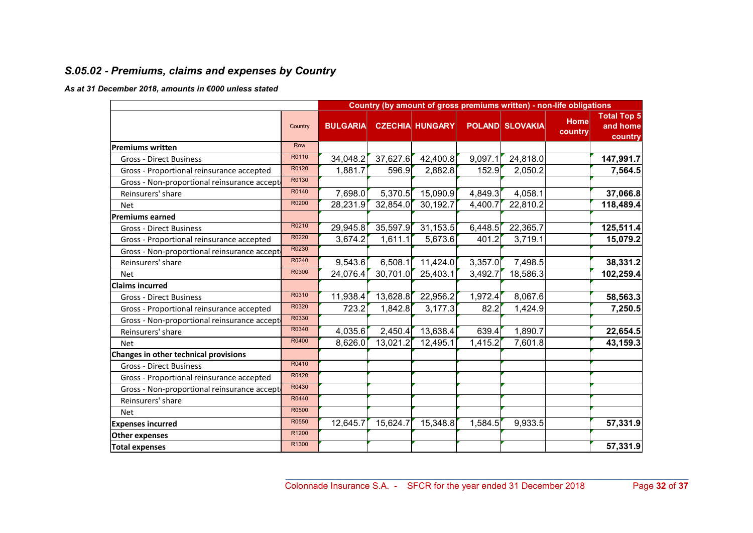## S.05.02 - Premiums, claims and expenses by Country

***As at 31 December 2018, amounts in €000 unless stated***

| | | Country (by amount of gross premiums written) - non-life obligations | | | | | | |
|---|---|---|---|---|---|---|---|---|
| | Country | BULGARIA | CZECHIA | HUNGARY | POLAND | SLOVAKIA | Home country | Total Top 5 and home country |
| **Premiums written** | Row | | | | | | | |
| Gross - Direct Business | R0110 | 34,048.2 | 37,627.6 | 42,400.8 | 9,097.1 | 24,818.0 | | **147,991.7** |
| Gross - Proportional reinsurance accepted | R0120 | 1,881.7 | 596.9 | 2,882.8 | 152.9 | 2,050.2 | | **7,564.5** |
| Gross - Non-proportional reinsurance accept | R0130 | | | | | | | |
| Reinsurers' share | R0140 | 7,698.0 | 5,370.5 | 15,090.9 | 4,849.3 | 4,058.1 | | **37,066.8** |
| Net | R0200 | 28,231.9 | 32,854.0 | 30,192.7 | 4,400.7 | 22,810.2 | | **118,489.4** |
| **Premiums earned** | | | | | | | | |
| Gross - Direct Business | R0210 | 29,945.8 | 35,597.9 | 31,153.5 | 6,448.5 | 22,365.7 | | **125,511.4** |
| Gross - Proportional reinsurance accepted | R0220 | 3,674.2 | 1,611.1 | 5,673.6 | 401.2 | 3,719.1 | | **15,079.2** |
| Gross - Non-proportional reinsurance accept | R0230 | | | | | | | |
| Reinsurers' share | R0240 | 9,543.6 | 6,508.1 | 11,424.0 | 3,357.0 | 7,498.5 | | **38,331.2** |
| Net | R0300 | 24,076.4 | 30,701.0 | 25,403.1 | 3,492.7 | 18,586.3 | | **102,259.4** |
| **Claims incurred** | | | | | | | | |
| Gross - Direct Business | R0310 | 11,938.4 | 13,628.8 | 22,956.2 | 1,972.4 | 8,067.6 | | **58,563.3** |
| Gross - Proportional reinsurance accepted | R0320 | 723.2 | 1,842.8 | 3,177.3 | 82.2 | 1,424.9 | | **7,250.5** |
| Gross - Non-proportional reinsurance accept | R0330 | | | | | | | |
| Reinsurers' share | R0340 | 4,035.6 | 2,450.4 | 13,638.4 | 639.4 | 1,890.7 | | **22,654.5** |
| Net | R0400 | 8,626.0 | 13,021.2 | 12,495.1 | 1,415.2 | 7,601.8 | | **43,159.3** |
| **Changes in other technical provisions** | | | | | | | | |
| Gross - Direct Business | R0410 | | | | | | | |
| Gross - Proportional reinsurance accepted | R0420 | | | | | | | |
| Gross - Non-proportional reinsurance accept | R0430 | | | | | | | |
| Reinsurers' share | R0440 | | | | | | | |
| Net | R0500 | | | | | | | |
| **Expenses incurred** | R0550 | 12,645.7 | 15,624.7 | 15,348.8 | 1,584.5 | 9,933.5 | | **57,331.9** |
| **Other expenses** | R1200 | | | | | | | |
| **Total expenses** | R1300 | | | | | | | **57,331.9** |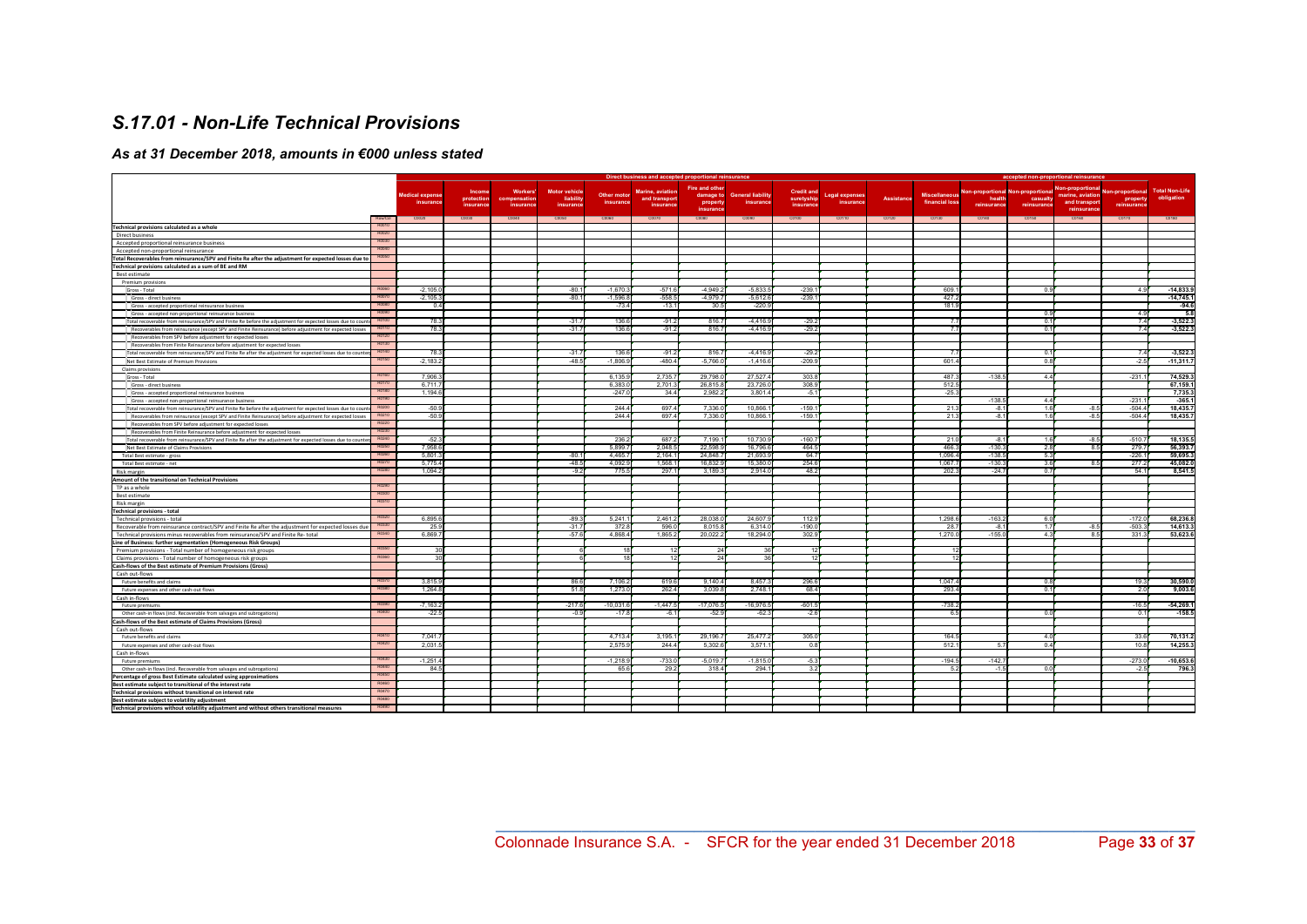# S.17.01 - Non-Life Technical Provisions

## As at 31 December 2018, amounts in €000 unless stated

| | | Direct business and accepted proportional reinsurance | | | | | | | | | | | | accepted non-proportional reinsurance | | | | |
|---|---|---|---|---|---|---|---|---|---|---|---|---|---|---|---|---|---|---|
| | | Medical expense insurance | Income protection insurance | Workers' compensation insurance | Motor vehicle liability insurance | Other motor insurance | Marine, aviation and transport insurance | Fire and other damage to property insurance | General liability insurance | Credit and suretyship insurance | Legal expenses insurance | Assistance | Miscellaneous financial loss | Non-proportional health reinsurance | Non-proportional casualty reinsurance | Non-proportional marine, aviation and transport reinsurance | Non-proportional property reinsurance | Total Non-Life obligation |
| | Row/Col | C0020 | C0030 | C0040 | C0050 | C0060 | C0070 | C0080 | C0090 | C0100 | C0110 | C0120 | C0130 | C0140 | C0150 | C0160 | C0170 | C0180 |
| **Technical provisions calculated as a whole** | R0010 | | | | | | | | | | | | | | | | | |
| Direct business | R0020 | | | | | | | | | | | | | | | | | |
| Accepted proportional reinsurance business | R0030 | | | | | | | | | | | | | | | | | |
| Accepted non-proportional reinsurance | R0040 | | | | | | | | | | | | | | | | | |
| **Total Recoverables from reinsurance/SPV and Finite Re after the adjustment for expected losses due to counterparty default associated to TP as a whole** | R0050 | | | | | | | | | | | | | | | | | |
| **Technical provisions calculated as a sum of BE and RM** | | | | | | | | | | | | | | | | | | |
| Best estimate | | | | | | | | | | | | | | | | | | |
| Premium provisions | | | | | | | | | | | | | | | | | | |
| Gross - Total | R0060 | -2,105.0 | | | -80.1 | -1,670.3 | -571.6 | -4,949.2 | -5,833.5 | -239.1 | | | 609.1 | | 0.9 | | 4.9 | -14,833.9 |
| Gross - direct business | R0070 | -2,105.3 | | | -80.1 | -1,596.8 | -558.5 | -4,979.7 | -5,612.6 | -239.1 | | | 427.2 | | | | | -14,745.1 |
| Gross - accepted proportional reinsurance business | R0080 | 0.4 | | | | -73.4 | -13.1 | 30.5 | -220.9 | | | | 181.9 | | | | | -94.6 |
| Gross - accepted non-proportional reinsurance business | R0090 | | | | | | | | | | | | | | 0.9 | | 4.9 | 5.8 |
| Total recoverable from reinsurance/SPV and Finite Re before the adjustment for expected losses due to counterparty default | R0100 | 78.3 | | | -31.7 | 136.6 | -91.2 | 816.7 | -4,416.9 | -29.2 | | | 7.7 | | 0.1 | | 7.4 | -3,522.3 |
| Recoverables from reinsurance (except SPV and Finite Reinsurance) before adjustment for expected losses | R0110 | 78.3 | | | -31.7 | 136.6 | -91.2 | 816.7 | -4,416.9 | -29.2 | | | 7.7 | | 0.1 | | 7.4 | -3,522.3 |
| Recoverables from SPV before adjustment for expected losses | R0120 | | | | | | | | | | | | | | | | | |
| Recoverables from Finite Reinsurance before adjustment for expected losses | R0130 | | | | | | | | | | | | | | | | | |
| Total recoverable from reinsurance/SPV and Finite Re after the adjustment for expected losses due to counterparty default | R0140 | 78.3 | | | -31.7 | 136.6 | -91.2 | 816.7 | -4,416.9 | -29.2 | | | 7.7 | | 0.1 | | 7.4 | -3,522.3 |
| Net Best Estimate of Premium Provisions | R0150 | -2,183.2 | | | -48.5 | -1,806.9 | -480.4 | -5,766.0 | -1,416.6 | -209.9 | | | 601.4 | | 0.8 | | -2.5 | -11,311.7 |
| Claims provisions | | | | | | | | | | | | | | | | | | |
| Gross - Total | R0160 | 7,906.3 | | | | 6,135.9 | 2,735.7 | 29,798.0 | 27,527.4 | 303.8 | | | 487.3 | -138.5 | 4.4 | | -231.1 | 74,529.3 |
| Gross - direct business | R0170 | 6,711.7 | | | | 6,383.0 | 2,701.3 | 26,815.8 | 23,726.0 | 308.9 | | | 512.5 | | | | | 67,159.1 |
| Gross - accepted proportional reinsurance business | R0180 | 1,194.6 | | | | -247.0 | 34.4 | 2,982.2 | 3,801.4 | -5.1 | | | -25.3 | | | | | 7,735.3 |
| Gross - accepted non-proportional reinsurance business | R0190 | | | | | | | | | | | | | -138.5 | 4.4 | | -231.1 | -365.1 |
| Total recoverable from reinsurance/SPV and Finite Re before the adjustment for expected losses due to counterparty default | R0200 | -50.9 | | | | 244.4 | 697.4 | 7,336.0 | 10,866.1 | -159.1 | | | 21.3 | -8.1 | 1.6 | -8.5 | -504.4 | 18,435.7 |
| Recoverables from reinsurance (except SPV and Finite Reinsurance) before adjustment for expected losses | R0210 | -50.9 | | | | 244.4 | 697.4 | 7,336.0 | 10,866.1 | -159.1 | | | 21.3 | -8.1 | 1.6 | -8.5 | -504.4 | 18,435.7 |
| Recoverables from SPV before adjustment for expected losses | R0220 | | | | | | | | | | | | | | | | | |
| Recoverables from Finite Reinsurance before adjustment for expected losses | R0230 | | | | | | | | | | | | | | | | | |
| Total recoverable from reinsurance/SPV and Finite Re after the adjustment for expected losses due to counterparty default | R0240 | -52.3 | | | | 236.2 | 687.2 | 7,199.1 | 10,730.9 | -160.7 | | | 21.0 | -8.1 | 1.6 | -8.5 | -510.7 | 18,135.5 |
| Net Best Estimate of Claims Provisions | R0250 | 7,958.6 | | | | 5,899.7 | 2,048.5 | 22,598.9 | 16,796.5 | 464.5 | | | 466.3 | -130.3 | 2.8 | 8.5 | 279.7 | 56,393.7 |
| Total Best estimate - gross | R0260 | 5,801.3 | | | -80.1 | 4,465.7 | 2,164.1 | 24,848.7 | 21,693.9 | 64.7 | | | 1,096.4 | -138.5 | 5.3 | | -226.1 | 59,695.3 |
| Total Best estimate - net | R0270 | 5,775.4 | | | -48.5 | 4,092.9 | 1,568.1 | 16,832.9 | 15,380.0 | 254.6 | | | 1,067.7 | -130.3 | 3.6 | 8.5 | 277.2 | 45,082.0 |
| Risk margin | R0280 | 1,094.2 | | | -9.2 | 775.5 | 297.1 | 3,189.3 | 2,914.0 | 48.2 | | | 202.3 | -24.7 | 0.7 | | 54.1 | 8,541.5 |
| **Amount of the transitional on Technical Provisions** | | | | | | | | | | | | | | | | | | |
| TP as a whole | R0290 | | | | | | | | | | | | | | | | | |
| Best estimate | R0300 | | | | | | | | | | | | | | | | | |
| Risk margin | R0310 | | | | | | | | | | | | | | | | | |
| **Technical provisions - total** | | | | | | | | | | | | | | | | | | |
| Technical provisions - total | R0320 | 6,895.6 | | | -89.3 | 5,241.1 | 2,461.2 | 28,038.0 | 24,607.9 | 112.9 | | | 1,298.6 | -163.2 | 6.0 | | -172.0 | 68,236.8 |
| Recoverable from reinsurance contract/SPV and Finite Re after the adjustment for expected losses due to counterparty default - total | R0330 | 25.9 | | | -31.7 | 372.8 | 596.0 | 8,015.8 | 6,314.0 | -190.0 | | | 28.7 | -8.1 | 1.7 | -8.5 | -503.3 | 14,613.3 |
| Technical provisions minus recoverables from reinsurance/SPV and Finite Re- total | R0340 | 6,869.7 | | | -57.6 | 4,868.4 | 1,865.2 | 20,022.2 | 18,294.0 | 302.9 | | | 1,270.0 | -155.0 | 4.3 | 8.5 | 331.3 | 53,623.6 |
| **Line of Business: further segmentation (Homogeneous Risk Groups)** | | | | | | | | | | | | | | | | | | |
| Premium provisions - Total number of homogeneous risk groups | R0350 | 30 | | | 6 | 18 | 12 | 24 | 36 | 12 | | | 12 | | | | | |
| Claims provisions - Total number of homogeneous risk groups | R0360 | 30 | | | 6 | 18 | 12 | 24 | 36 | 12 | | | 12 | | | | | |
| **Cash-flows of the Best estimate of Premium Provisions (Gross)** | | | | | | | | | | | | | | | | | | |
| Cash out-flows | | | | | | | | | | | | | | | | | | |
| Future benefits and claims | R0370 | 3,815.9 | | | 86.6 | 7,106.2 | 619.6 | 9,140.4 | 8,457.3 | 296.6 | | | 1,047.4 | | 0.8 | | 19.3 | 30,590.0 |
| Future expenses and other cash-out flows | R0380 | 1,264.8 | | | 51.8 | 1,273.0 | 262.4 | 3,039.8 | 2,748.1 | 68.4 | | | 293.4 | | 0.1 | | 2.0 | 9,003.6 |
| Cash in-flows | | | | | | | | | | | | | | | | | | |
| Future premiums | R0390 | -7,163.2 | | | -217.6 | -10,031.6 | -1,447.5 | -17,076.5 | -16,976.5 | -601.5 | | | -738.2 | | | | -16.5 | -54,269.1 |
| Other cash-in flows (incl. Recoverable from salvages and subrogations) | R0400 | -22.5 | | | -0.9 | -17.8 | -6.1 | -52.9 | -62.3 | -2.6 | | | 6.5 | | 0.0 | | 0.1 | -158.5 |
| **Cash-flows of the Best estimate of Claims Provisions (Gross)** | | | | | | | | | | | | | | | | | | |
| Cash out-flows | | | | | | | | | | | | | | | | | | |
| Future benefits and claims | R0410 | 7,041.7 | | | | 4,713.4 | 3,195.1 | 29,196.7 | 25,477.2 | 305.0 | | | 164.5 | | 4.0 | | 33.6 | 70,131.2 |
| Future expenses and other cash-out flows | R0420 | 2,031.5 | | | | 2,575.9 | 244.4 | 5,302.6 | 3,571.1 | 0.8 | | | 512.1 | 5.7 | 0.4 | | 10.8 | 14,255.3 |
| Cash in-flows | | | | | | | | | | | | | | | | | | |
| Future premiums | R0430 | -1,251.4 | | | | -1,218.9 | -733.0 | -5,019.7 | -1,815.0 | -5.3 | | | -194.5 | -142.7 | | | -273.0 | -10,653.6 |
| Other cash-in flows (incl. Recoverable from salvages and subrogations) | R0440 | 84.5 | | | | 65.6 | 29.2 | 318.4 | 294.1 | 3.2 | | | 5.2 | -1.5 | 0.0 | | -2.5 | 796.3 |
| **Percentage of gross Best Estimate calculated using approximations** | R0450 | | | | | | | | | | | | | | | | | |
| **Best estimate subject to transitional of the interest rate** | R0460 | | | | | | | | | | | | | | | | | |
| **Technical provisions without transitional on interest rate** | R0470 | | | | | | | | | | | | | | | | | |
| **Best estimate subject to volatility adjustment** | R0480 | | | | | | | | | | | | | | | | | |
| **Technical provisions without volatility adjustment and without others transitional measures** | R0490 | | | | | | | | | | | | | | | | | |

Colonnade Insurance S.A. - SFCR for the year ended 31 December 2018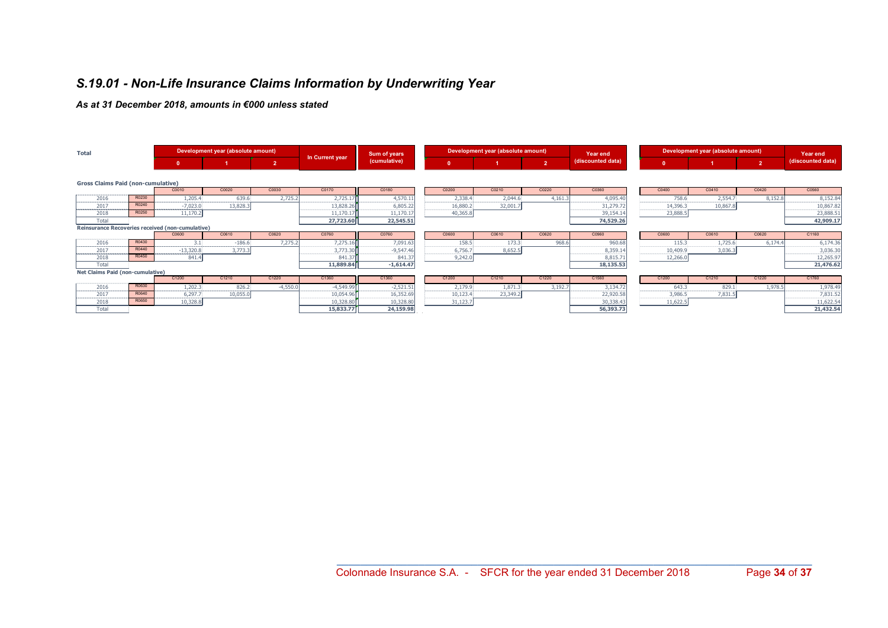# S.19.01 - Non-Life Insurance Claims Information by Underwriting Year

***As at 31 December 2018, amounts in €000 unless stated***

| Total | | Development year (absolute amount) | | | In Current year | Sum of years (cumulative) | Development year (absolute amount) | | | Year end (discounted data) | Development year (absolute amount) | | | Year end (discounted data) |
|---|---|---|---|---|---|---|---|---|---|---|---|---|---|---|
| | | 0 | 1 | 2 | | | 0 | 1 | 2 | | 0 | 1 | 2 | |
| **Gross Claims Paid (non-cumulative)** | | | | | | | | | | | | | | |
| | | C0010 | C0020 | C0030 | C0170 | C0180 | C0200 | C0210 | C0220 | C0360 | C0400 | C0410 | C0420 | C0560 |
| 2016 | R0230 | 1,205.4 | 639.6 | 2,725.2 | 2,725.17 | 4,570.11 | 2,338.4 | 2,044.6 | 4,161.3 | 4,095.40 | 758.6 | 2,554.7 | 8,152.8 | 8,152.84 |
| 2017 | R0240 | -7,023.0 | 13,828.3 | | 13,828.26 | 6,805.22 | 16,880.2 | 32,001.7 | | 31,279.72 | 14,396.3 | 10,867.8 | | 10,867.82 |
| 2018 | R0250 | 11,170.2 | | | 11,170.17 | 11,170.17 | 40,365.8 | | | 39,154.14 | 23,888.5 | | | 23,888.51 |
| Total | | | | | **27,723.60** | **22,545.51** | | | | **74,529.26** | | | | **42,909.17** |
| **Reinsurance Recoveries received (non-cumulative)** | | | | | | | | | | | | | | |
| | | C0600 | C0610 | C0620 | C0760 | C0760 | C0600 | C0610 | C0620 | C0960 | C0600 | C0610 | C0620 | C1160 |
| 2016 | R0430 | 3.1 | -186.6 | 7,275.2 | 7,275.16 | 7,091.63 | 158.5 | 173.3 | 968.6 | 960.68 | 115.3 | 1,725.6 | 6,174.4 | 6,174.36 |
| 2017 | R0440 | -13,320.8 | 3,773.3 | | 3,773.30 | -9,547.46 | 6,756.7 | 8,652.5 | | 8,359.14 | 10,409.9 | 3,036.3 | | 3,036.30 |
| 2018 | R0450 | 841.4 | | | 841.37 | 841.37 | 9,242.0 | | | 8,815.71 | 12,266.0 | | | 12,265.97 |
| Total | | | | | **11,889.84** | **-1,614.47** | | | | **18,135.53** | | | | **21,476.62** |
| **Net Claims Paid (non-cumulative)** | | | | | | | | | | | | | | |
| | | C1200 | C1210 | C1220 | C1360 | C1360 | C1200 | C1210 | C1220 | C1560 | C1200 | C1210 | C1220 | C1760 |
| 2016 | R0630 | 1,202.3 | 826.2 | -4,550.0 | -4,549.99 | -2,521.51 | 2,179.9 | 1,871.3 | 3,192.7 | 3,134.72 | 643.3 | 829.1 | 1,978.5 | 1,978.49 |
| 2017 | R0640 | 6,297.7 | 10,055.0 | | 10,054.96 | 16,352.69 | 10,123.4 | 23,349.2 | | 22,920.58 | 3,986.5 | 7,831.5 | | 7,831.52 |
| 2018 | R0650 | 10,328.8 | | | 10,328.80 | 10,328.80 | 31,123.7 | | | 30,338.43 | 11,622.5 | | | 11,622.54 |
| Total | | | | | **15,833.77** | **24,159.98** | | | | **56,393.73** | | | | **21,432.54** |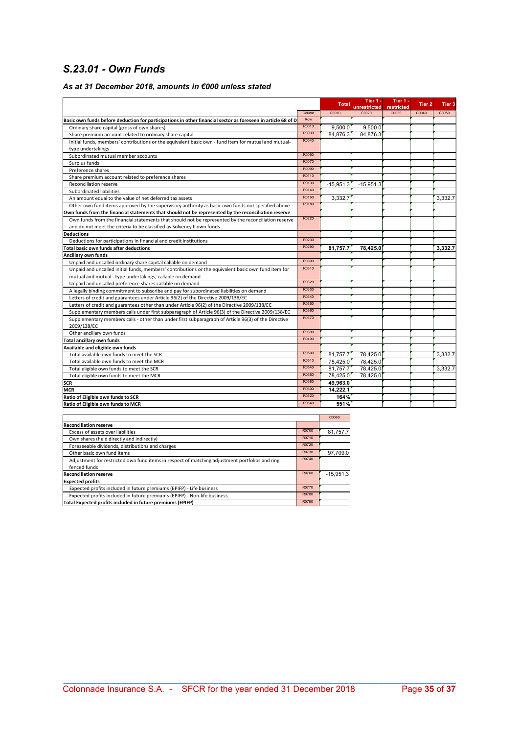# S.23.01 - Own Funds

### As at 31 December 2018, amounts in €000 unless stated

| | | Total | Tier 1 - unrestricted | Tier 1 - restricted | Tier 2 | Tier 3 |
|---|---|---|---|---|---|---|
| | Column | C0010 | C0020 | C0030 | C0040 | C0050 |
| **Basic own funds before deduction for participations in other financial sector as foreseen in article 68 of D** | Row | | | | | |
| Ordinary share capital (gross of own shares) | R0010 | 9,500.0 | 9,500.0 | | | |
| Share premium account related to ordinary share capital | R0030 | 84,876.3 | 84,876.3 | | | |
| Initial funds, members' contributions or the equivalent basic own - fund item for mutual and mutual-type undertakings | R0040 | | | | | |
| Subordinated mutual member accounts | R0050 | | | | | |
| Surplus funds | R0070 | | | | | |
| Preference shares | R0090 | | | | | |
| Share premium account related to preference shares | R0110 | | | | | |
| Reconciliation reserve | R0130 | -15,951.3 | -15,951.3 | | | |
| Subordinated liabilities | R0140 | | | | | |
| An amount equal to the value of net deferred tax assets | R0160 | 3,332.7 | | | | 3,332.7 |
| Other own fund items approved by the supervisory authority as basic own funds not specified above | R0180 | | | | | |
| **Own funds from the financial statements that should not be represented by the reconciliation reserve** | | | | | | |
| Own funds from the financial statements that should not be represented by the reconciliation reserve and do not meet the criteria to be classified as Solvency II own funds | R0220 | | | | | |
| **Deductions** | | | | | | |
| Deductions for participations in financial and credit institutions | R0230 | | | | | |
| **Total basic own funds after deductions** | R0290 | **81,757.7** | **78,425.0** | | | **3,332.7** |
| **Ancillary own funds** | | | | | | |
| Unpaid and uncalled ordinary share capital callable on demand | R0300 | | | | | |
| Unpaid and uncalled initial funds, members' contributions or the equivalent basic own fund item for mutual and mutual - type undertakings, callable on demand | R0310 | | | | | |
| Unpaid and uncalled preference shares callable on demand | R0320 | | | | | |
| A legally binding commitment to subscribe and pay for subordinated liabilities on demand | R0330 | | | | | |
| Letters of credit and guarantees under Article 96(2) of the Directive 2009/138/EC | R0340 | | | | | |
| Letters of credit and guarantees other than under Article 96(2) of the Directive 2009/138/EC | R0350 | | | | | |
| Supplementary members calls under first subparagraph of Article 96(3) of the Directive 2009/138/EC | R0360 | | | | | |
| Supplementary members calls - other than under first subparagraph of Article 96(3) of the Directive 2009/138/EC | R0370 | | | | | |
| Other ancillary own funds | R0390 | | | | | |
| **Total ancillary own funds** | R0400 | | | | | |
| **Available and eligible own funds** | | | | | | |
| Total available own funds to meet the SCR | R0500 | 81,757.7 | 78,425.0 | | | 3,332.7 |
| Total available own funds to meet the MCR | R0510 | 78,425.0 | 78,425.0 | | | |
| Total eligible own funds to meet the SCR | R0540 | 81,757.7 | 78,425.0 | | | 3,332.7 |
| Total eligible own funds to meet the MCR | R0550 | 78,425.0 | 78,425.0 | | | |
| **SCR** | R0580 | **49,963.0** | | | | |
| **MCR** | R0600 | **14,222.1** | | | | |
| **Ratio of Eligible own funds to SCR** | R0620 | **164%** | | | | |
| **Ratio of Eligible own funds to MCR** | R0640 | **551%** | | | | |

| | | C0060 |
|---|---|---|
| **Reconciliation reserve** | | |
| Excess of assets over liabilities | R0700 | 81,757.7 |
| Own shares (held directly and indirectly) | R0710 | |
| Foreseeable dividends, distributions and charges | R0720 | |
| Other basic own fund items | R0730 | 97,709.0 |
| Adjustment for restricted own fund items in respect of matching adjustment portfolios and ring fenced funds | R0740 | |
| **Reconciliation reserve** | R0760 | -15,951.3 |
| **Expected profits** | | |
| Expected profits included in future premiums (EPIFP) - Life business | R0770 | |
| Expected profits included in future premiums (EPIFP) - Non-life business | R0780 | |
| **Total Expected profits included in future premiums (EPIFP)** | R0790 | |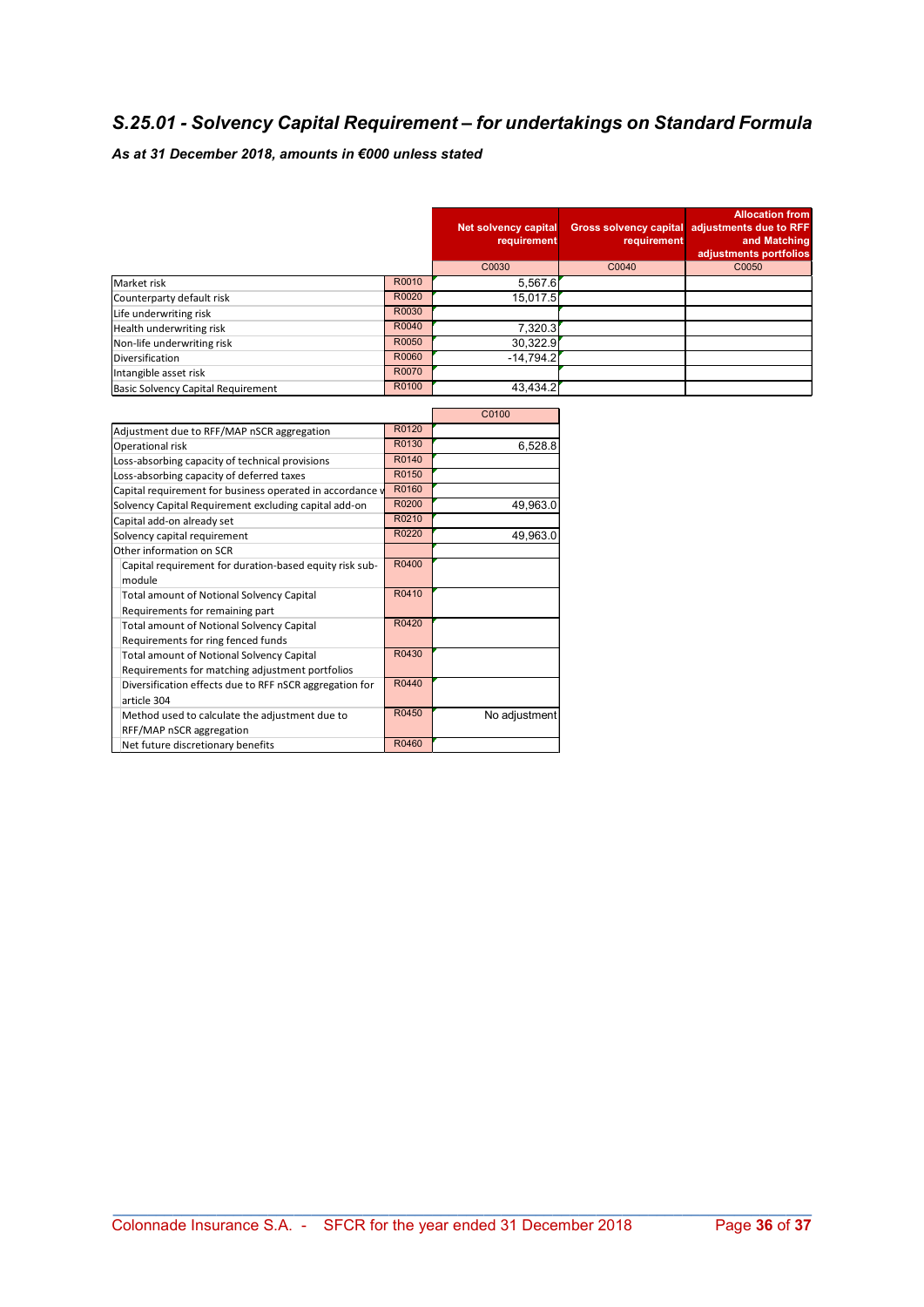## *S.25.01 - Solvency Capital Requirement – for undertakings on Standard Formula*

***As at 31 December 2018, amounts in €000 unless stated***

| | | Net solvency capital requirement | Gross solvency capital requirement | Allocation from adjustments due to RFF and Matching adjustments portfolios |
|---|---|---|---|---|
| | | C0030 | C0040 | C0050 |
| Market risk | R0010 | 5,567.6 | | |
| Counterparty default risk | R0020 | 15,017.5 | | |
| Life underwriting risk | R0030 | | | |
| Health underwriting risk | R0040 | 7,320.3 | | |
| Non-life underwriting risk | R0050 | 30,322.9 | | |
| Diversification | R0060 | -14,794.2 | | |
| Intangible asset risk | R0070 | | | |
| Basic Solvency Capital Requirement | R0100 | 43,434.2 | | |

| | | C0100 |
|---|---|---|
| Adjustment due to RFF/MAP nSCR aggregation | R0120 | |
| Operational risk | R0130 | 6,528.8 |
| Loss-absorbing capacity of technical provisions | R0140 | |
| Loss-absorbing capacity of deferred taxes | R0150 | |
| Capital requirement for business operated in accordance v | R0160 | |
| Solvency Capital Requirement excluding capital add-on | R0200 | 49,963.0 |
| Capital add-on already set | R0210 | |
| Solvency capital requirement | R0220 | 49,963.0 |
| Other information on SCR | | |
| Capital requirement for duration-based equity risk sub-module | R0400 | |
| Total amount of Notional Solvency Capital Requirements for remaining part | R0410 | |
| Total amount of Notional Solvency Capital Requirements for ring fenced funds | R0420 | |
| Total amount of Notional Solvency Capital Requirements for matching adjustment portfolios | R0430 | |
| Diversification effects due to RFF nSCR aggregation for article 304 | R0440 | |
| Method used to calculate the adjustment due to RFF/MAP nSCR aggregation | R0450 | No adjustment |
| Net future discretionary benefits | R0460 | |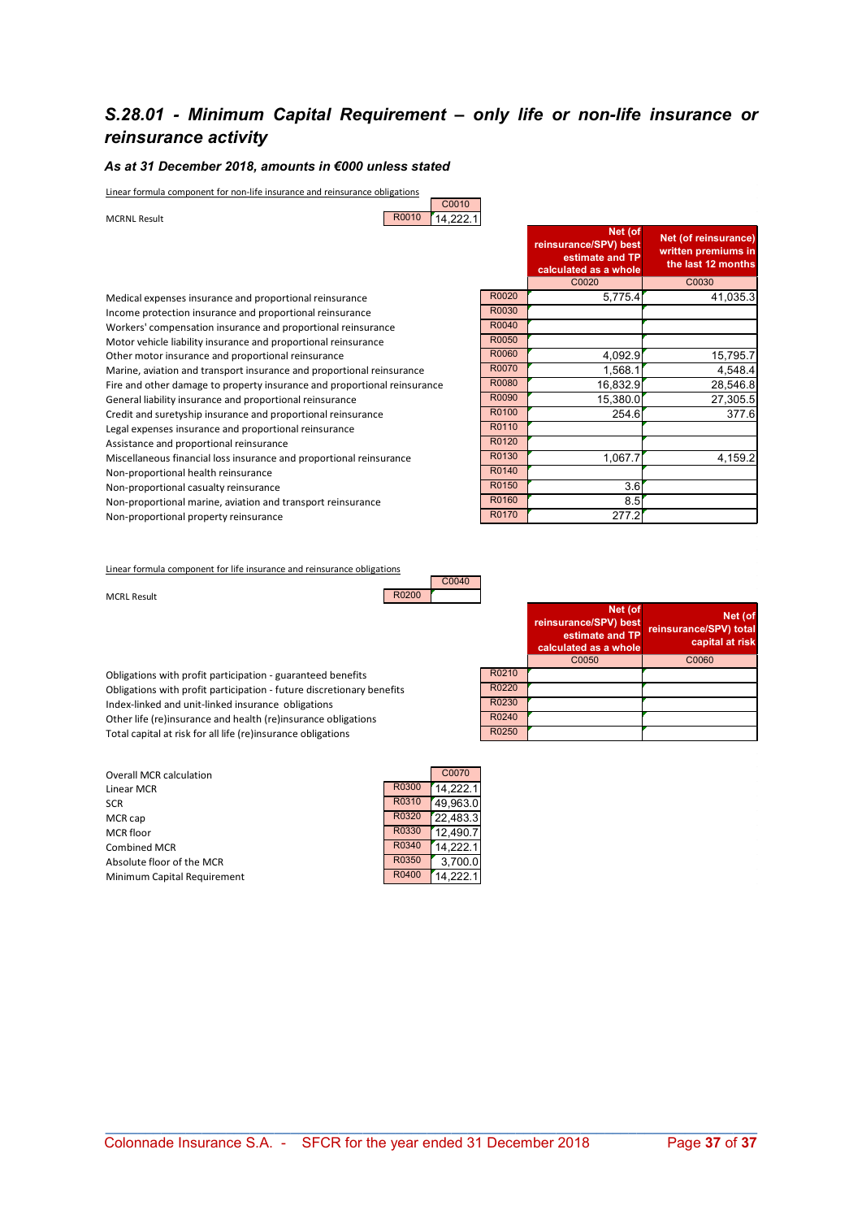## *S.28.01 - Minimum Capital Requirement – only life or non-life insurance or reinsurance activity*

***As at 31 December 2018, amounts in €000 unless stated***

Linear formula component for non-life insurance and reinsurance obligations

| | | C0010 |
|---|---|---|
| MCRNL Result | R0010 | 14,222.1 |

| | | Net (of reinsurance/SPV) best estimate and TP calculated as a whole | Net (of reinsurance) written premiums in the last 12 months |
|---|---|---|---|
| | | C0020 | C0030 |
| Medical expenses insurance and proportional reinsurance | R0020 | 5,775.4 | 41,035.3 |
| Income protection insurance and proportional reinsurance | R0030 | | |
| Workers' compensation insurance and proportional reinsurance | R0040 | | |
| Motor vehicle liability insurance and proportional reinsurance | R0050 | | |
| Other motor insurance and proportional reinsurance | R0060 | 4,092.9 | 15,795.7 |
| Marine, aviation and transport insurance and proportional reinsurance | R0070 | 1,568.1 | 4,548.4 |
| Fire and other damage to property insurance and proportional reinsurance | R0080 | 16,832.9 | 28,546.8 |
| General liability insurance and proportional reinsurance | R0090 | 15,380.0 | 27,305.5 |
| Credit and suretyship insurance and proportional reinsurance | R0100 | 254.6 | 377.6 |
| Legal expenses insurance and proportional reinsurance | R0110 | | |
| Assistance and proportional reinsurance | R0120 | | |
| Miscellaneous financial loss insurance and proportional reinsurance | R0130 | 1,067.7 | 4,159.2 |
| Non-proportional health reinsurance | R0140 | | |
| Non-proportional casualty reinsurance | R0150 | 3.6 | |
| Non-proportional marine, aviation and transport reinsurance | R0160 | 8.5 | |
| Non-proportional property reinsurance | R0170 | 277.2 | |

Linear formula component for life insurance and reinsurance obligations

| | | C0040 |
|---|---|---|
| MCRL Result | R0200 | |

| | | Net (of reinsurance/SPV) best estimate and TP calculated as a whole | Net (of reinsurance/SPV) total capital at risk |
|---|---|---|---|
| | | C0050 | C0060 |
| Obligations with profit participation - guaranteed benefits | R0210 | | |
| Obligations with profit participation - future discretionary benefits | R0220 | | |
| Index-linked and unit-linked insurance obligations | R0230 | | |
| Other life (re)insurance and health (re)insurance obligations | R0240 | | |
| Total capital at risk for all life (re)insurance obligations | R0250 | | |

| Overall MCR calculation | | C0070 |
|---|---|---|
| Linear MCR | R0300 | 14,222.1 |
| SCR | R0310 | 49,963.0 |
| MCR cap | R0320 | 22,483.3 |
| MCR floor | R0330 | 12,490.7 |
| Combined MCR | R0340 | 14,222.1 |
| Absolute floor of the MCR | R0350 | 3,700.0 |
| Minimum Capital Requirement | R0400 | 14,222.1 |